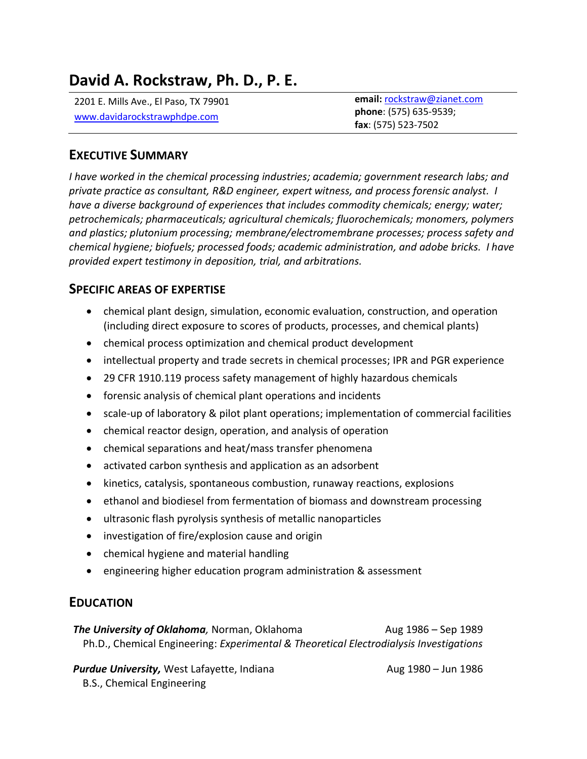# David A. Rockstraw, Ph. D., P. E.

2201 E. Mills Ave., El Paso, TX 79901
www.davidarockstrawphdpe.com

**email:** rockstraw@zianet.com
**phone**: (575) 635-9539;
**fax**: (575) 523-7502

## EXECUTIVE SUMMARY

*I have worked in the chemical processing industries; academia; government research labs; and private practice as consultant, R&D engineer, expert witness, and process forensic analyst. I have a diverse background of experiences that includes commodity chemicals; energy; water; petrochemicals; pharmaceuticals; agricultural chemicals; fluorochemicals; monomers, polymers and plastics; plutonium processing; membrane/electromembrane processes; process safety and chemical hygiene; biofuels; processed foods; academic administration, and adobe bricks. I have provided expert testimony in deposition, trial, and arbitrations.*

## SPECIFIC AREAS OF EXPERTISE

- chemical plant design, simulation, economic evaluation, construction, and operation (including direct exposure to scores of products, processes, and chemical plants)
- chemical process optimization and chemical product development
- intellectual property and trade secrets in chemical processes; IPR and PGR experience
- 29 CFR 1910.119 process safety management of highly hazardous chemicals
- forensic analysis of chemical plant operations and incidents
- scale-up of laboratory & pilot plant operations; implementation of commercial facilities
- chemical reactor design, operation, and analysis of operation
- chemical separations and heat/mass transfer phenomena
- activated carbon synthesis and application as an adsorbent
- kinetics, catalysis, spontaneous combustion, runaway reactions, explosions
- ethanol and biodiesel from fermentation of biomass and downstream processing
- ultrasonic flash pyrolysis synthesis of metallic nanoparticles
- investigation of fire/explosion cause and origin
- chemical hygiene and material handling
- engineering higher education program administration & assessment

## EDUCATION

***The University of Oklahoma,*** Norman, Oklahoma — Aug 1986 – Sep 1989
Ph.D., Chemical Engineering: *Experimental & Theoretical Electrodialysis Investigations*

***Purdue University,*** West Lafayette, Indiana — Aug 1980 – Jun 1986
B.S., Chemical Engineering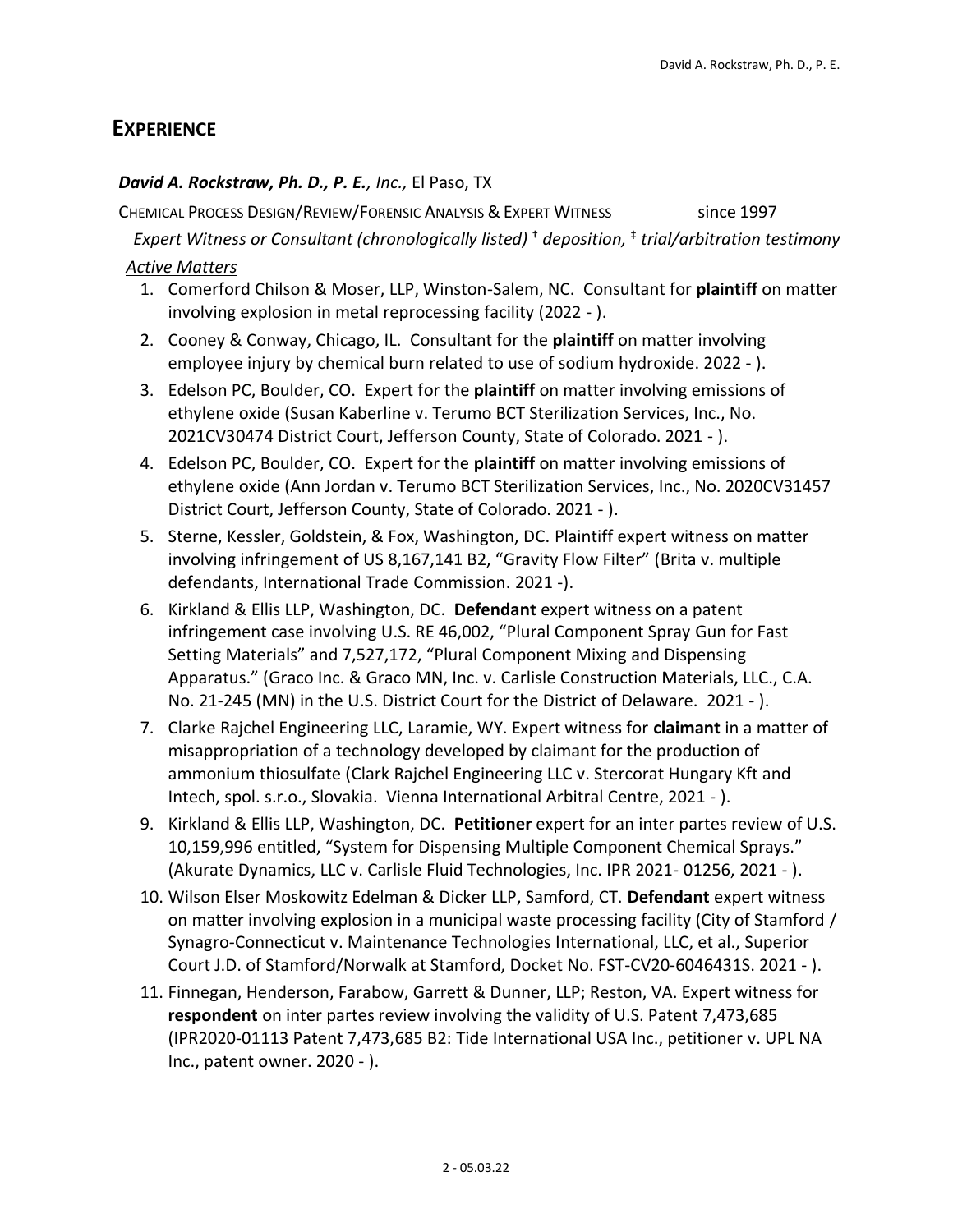# EXPERIENCE

***David A. Rockstraw, Ph. D., P. E.**, Inc.,* El Paso, TX

CHEMICAL PROCESS DESIGN/REVIEW/FORENSIC ANALYSIS & EXPERT WITNESS since 1997

*Expert Witness or Consultant (chronologically listed)* [†] *deposition,* [‡] *trial/arbitration testimony*

*Active Matters*

1. Comerford Chilson & Moser, LLP, Winston-Salem, NC. Consultant for **plaintiff** on matter involving explosion in metal reprocessing facility (2022 - ).
2. Cooney & Conway, Chicago, IL. Consultant for the **plaintiff** on matter involving employee injury by chemical burn related to use of sodium hydroxide. 2022 - ).
3. Edelson PC, Boulder, CO. Expert for the **plaintiff** on matter involving emissions of ethylene oxide (Susan Kaberline v. Terumo BCT Sterilization Services, Inc., No. 2021CV30474 District Court, Jefferson County, State of Colorado. 2021 - ).
4. Edelson PC, Boulder, CO. Expert for the **plaintiff** on matter involving emissions of ethylene oxide (Ann Jordan v. Terumo BCT Sterilization Services, Inc., No. 2020CV31457 District Court, Jefferson County, State of Colorado. 2021 - ).
5. Sterne, Kessler, Goldstein, & Fox, Washington, DC. Plaintiff expert witness on matter involving infringement of US 8,167,141 B2, "Gravity Flow Filter" (Brita v. multiple defendants, International Trade Commission. 2021 -).
6. Kirkland & Ellis LLP, Washington, DC. **Defendant** expert witness on a patent infringement case involving U.S. RE 46,002, "Plural Component Spray Gun for Fast Setting Materials" and 7,527,172, "Plural Component Mixing and Dispensing Apparatus." (Graco Inc. & Graco MN, Inc. v. Carlisle Construction Materials, LLC., C.A. No. 21-245 (MN) in the U.S. District Court for the District of Delaware. 2021 - ).
7. Clarke Rajchel Engineering LLC, Laramie, WY. Expert witness for **claimant** in a matter of misappropriation of a technology developed by claimant for the production of ammonium thiosulfate (Clark Rajchel Engineering LLC v. Stercorat Hungary Kft and Intech, spol. s.r.o., Slovakia. Vienna International Arbitral Centre, 2021 - ).
9. Kirkland & Ellis LLP, Washington, DC. **Petitioner** expert for an inter partes review of U.S. 10,159,996 entitled, "System for Dispensing Multiple Component Chemical Sprays." (Akurate Dynamics, LLC v. Carlisle Fluid Technologies, Inc. IPR 2021- 01256, 2021 - ).
10. Wilson Elser Moskowitz Edelman & Dicker LLP, Samford, CT. **Defendant** expert witness on matter involving explosion in a municipal waste processing facility (City of Stamford / Synagro-Connecticut v. Maintenance Technologies International, LLC, et al., Superior Court J.D. of Stamford/Norwalk at Stamford, Docket No. FST-CV20-6046431S. 2021 - ).
11. Finnegan, Henderson, Farabow, Garrett & Dunner, LLP; Reston, VA. Expert witness for **respondent** on inter partes review involving the validity of U.S. Patent 7,473,685 (IPR2020-01113 Patent 7,473,685 B2: Tide International USA Inc., petitioner v. UPL NA Inc., patent owner. 2020 - ).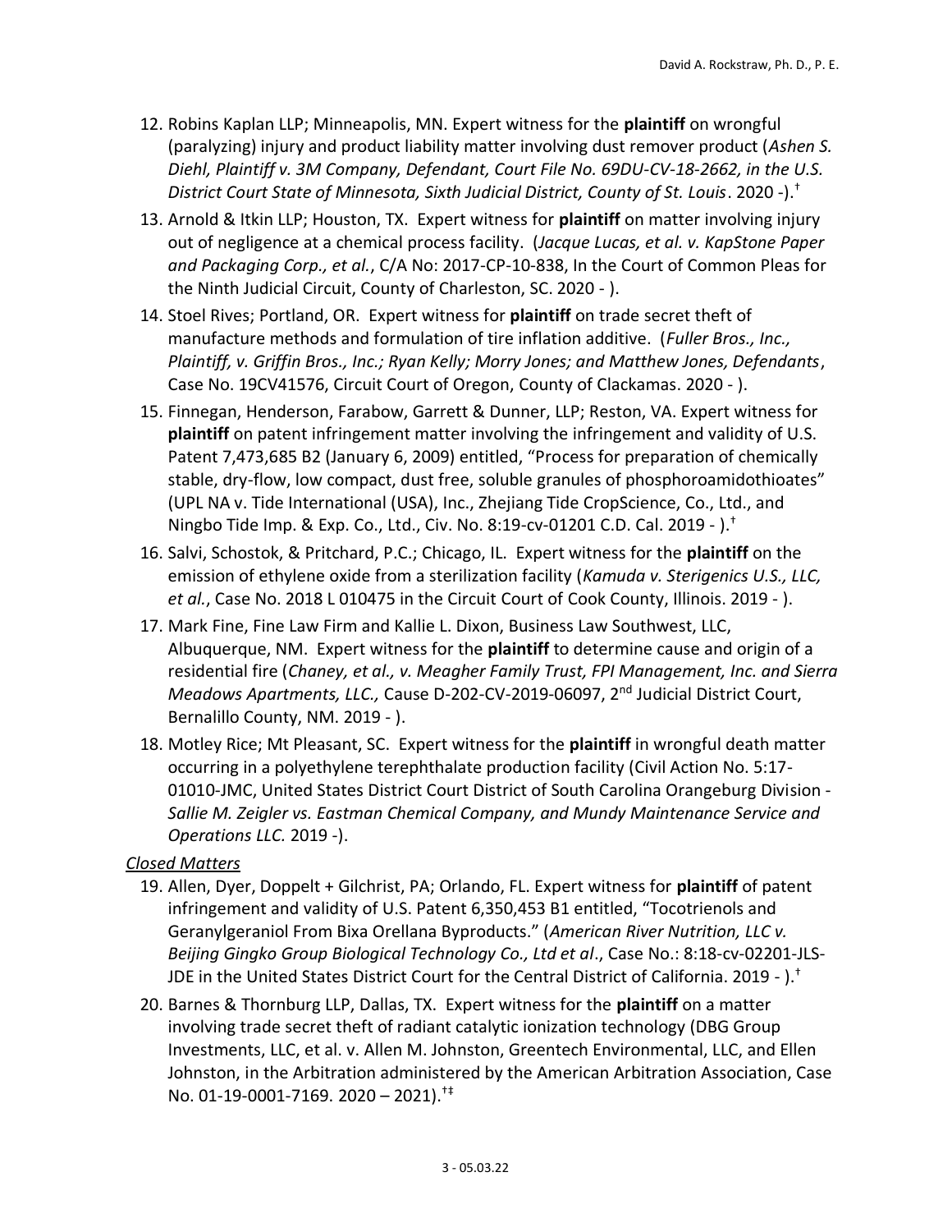12. Robins Kaplan LLP; Minneapolis, MN. Expert witness for the **plaintiff** on wrongful (paralyzing) injury and product liability matter involving dust remover product (*Ashen S. Diehl, Plaintiff v. 3M Company, Defendant, Court File No. 69DU-CV-18-2662, in the U.S. District Court State of Minnesota, Sixth Judicial District, County of St. Louis*. 2020 -).[†]

13. Arnold & Itkin LLP; Houston, TX. Expert witness for **plaintiff** on matter involving injury out of negligence at a chemical process facility. (*Jacque Lucas, et al. v. KapStone Paper and Packaging Corp., et al.*, C/A No: 2017-CP-10-838, In the Court of Common Pleas for the Ninth Judicial Circuit, County of Charleston, SC. 2020 - ).

14. Stoel Rives; Portland, OR. Expert witness for **plaintiff** on trade secret theft of manufacture methods and formulation of tire inflation additive. (*Fuller Bros., Inc., Plaintiff, v. Griffin Bros., Inc.; Ryan Kelly; Morry Jones; and Matthew Jones, Defendants*, Case No. 19CV41576, Circuit Court of Oregon, County of Clackamas. 2020 - ).

15. Finnegan, Henderson, Farabow, Garrett & Dunner, LLP; Reston, VA. Expert witness for **plaintiff** on patent infringement matter involving the infringement and validity of U.S. Patent 7,473,685 B2 (January 6, 2009) entitled, "Process for preparation of chemically stable, dry-flow, low compact, dust free, soluble granules of phosphoroamidothioates" (UPL NA v. Tide International (USA), Inc., Zhejiang Tide CropScience, Co., Ltd., and Ningbo Tide Imp. & Exp. Co., Ltd., Civ. No. 8:19-cv-01201 C.D. Cal. 2019 - ).[†]

16. Salvi, Schostok, & Pritchard, P.C.; Chicago, IL. Expert witness for the **plaintiff** on the emission of ethylene oxide from a sterilization facility (*Kamuda v. Sterigenics U.S., LLC, et al.*, Case No. 2018 L 010475 in the Circuit Court of Cook County, Illinois. 2019 - ).

17. Mark Fine, Fine Law Firm and Kallie L. Dixon, Business Law Southwest, LLC, Albuquerque, NM. Expert witness for the **plaintiff** to determine cause and origin of a residential fire (*Chaney, et al., v. Meagher Family Trust, FPI Management, Inc. and Sierra Meadows Apartments, LLC.,* Cause D-202-CV-2019-06097, 2nd Judicial District Court, Bernalillo County, NM. 2019 - ).

18. Motley Rice; Mt Pleasant, SC. Expert witness for the **plaintiff** in wrongful death matter occurring in a polyethylene terephthalate production facility (Civil Action No. 5:17-01010-JMC, United States District Court District of South Carolina Orangeburg Division - *Sallie M. Zeigler vs. Eastman Chemical Company, and Mundy Maintenance Service and Operations LLC.* 2019 -).

*Closed Matters*

19. Allen, Dyer, Doppelt + Gilchrist, PA; Orlando, FL. Expert witness for **plaintiff** of patent infringement and validity of U.S. Patent 6,350,453 B1 entitled, "Tocotrienols and Geranylgeraniol From Bixa Orellana Byproducts." (*American River Nutrition, LLC v. Beijing Gingko Group Biological Technology Co., Ltd et al*., Case No.: 8:18-cv-02201-JLS-JDE in the United States District Court for the Central District of California. 2019 - ).[†]

20. Barnes & Thornburg LLP, Dallas, TX. Expert witness for the **plaintiff** on a matter involving trade secret theft of radiant catalytic ionization technology (DBG Group Investments, LLC, et al. v. Allen M. Johnston, Greentech Environmental, LLC, and Ellen Johnston, in the Arbitration administered by the American Arbitration Association, Case No. 01-19-0001-7169. 2020 – 2021).[†‡]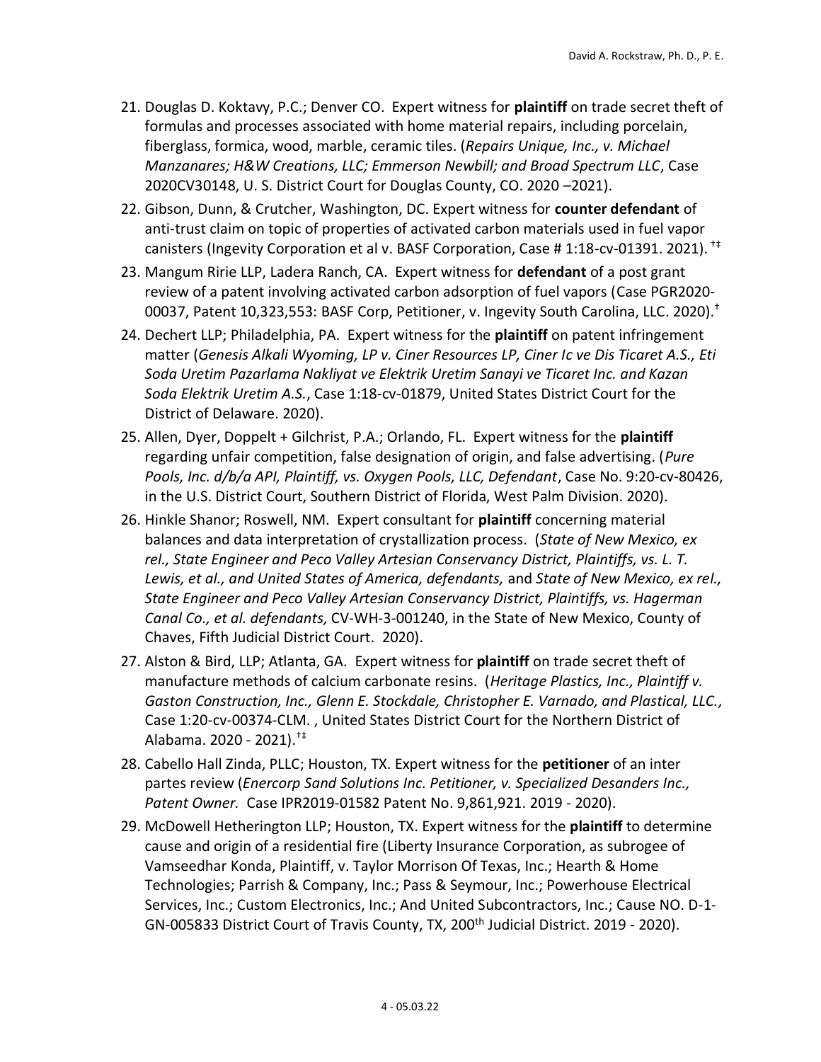21. Douglas D. Koktavy, P.C.; Denver CO. Expert witness for **plaintiff** on trade secret theft of formulas and processes associated with home material repairs, including porcelain, fiberglass, formica, wood, marble, ceramic tiles. (*Repairs Unique, Inc., v. Michael Manzanares; H&W Creations, LLC; Emmerson Newbill; and Broad Spectrum LLC*, Case 2020CV30148, U. S. District Court for Douglas County, CO. 2020 –2021).

22. Gibson, Dunn, & Crutcher, Washington, DC. Expert witness for **counter defendant** of anti-trust claim on topic of properties of activated carbon materials used in fuel vapor canisters (Ingevity Corporation et al v. BASF Corporation, Case # 1:18-cv-01391. 2021). †‡

23. Mangum Ririe LLP, Ladera Ranch, CA. Expert witness for **defendant** of a post grant review of a patent involving activated carbon adsorption of fuel vapors (Case PGR2020-00037, Patent 10,323,553: BASF Corp, Petitioner, v. Ingevity South Carolina, LLC. 2020).†

24. Dechert LLP; Philadelphia, PA. Expert witness for the **plaintiff** on patent infringement matter (*Genesis Alkali Wyoming, LP v. Ciner Resources LP, Ciner Ic ve Dis Ticaret A.S., Eti Soda Uretim Pazarlama Nakliyat ve Elektrik Uretim Sanayi ve Ticaret Inc. and Kazan Soda Elektrik Uretim A.S.*, Case 1:18-cv-01879, United States District Court for the District of Delaware. 2020).

25. Allen, Dyer, Doppelt + Gilchrist, P.A.; Orlando, FL. Expert witness for the **plaintiff** regarding unfair competition, false designation of origin, and false advertising. (*Pure Pools, Inc. d/b/a API, Plaintiff, vs. Oxygen Pools, LLC, Defendant*, Case No. 9:20-cv-80426, in the U.S. District Court, Southern District of Florida, West Palm Division. 2020).

26. Hinkle Shanor; Roswell, NM. Expert consultant for **plaintiff** concerning material balances and data interpretation of crystallization process. (*State of New Mexico, ex rel., State Engineer and Peco Valley Artesian Conservancy District, Plaintiffs, vs. L. T. Lewis, et al., and United States of America, defendants,* and *State of New Mexico, ex rel., State Engineer and Peco Valley Artesian Conservancy District, Plaintiffs, vs. Hagerman Canal Co., et al. defendants,* CV-WH-3-001240, in the State of New Mexico, County of Chaves, Fifth Judicial District Court. 2020).

27. Alston & Bird, LLP; Atlanta, GA. Expert witness for **plaintiff** on trade secret theft of manufacture methods of calcium carbonate resins. (*Heritage Plastics, Inc., Plaintiff v. Gaston Construction, Inc., Glenn E. Stockdale, Christopher E. Varnado, and Plastical, LLC.,* Case 1:20-cv-00374-CLM. , United States District Court for the Northern District of Alabama. 2020 - 2021).†‡

28. Cabello Hall Zinda, PLLC; Houston, TX. Expert witness for the **petitioner** of an inter partes review (*Enercorp Sand Solutions Inc. Petitioner, v. Specialized Desanders Inc., Patent Owner.* Case IPR2019-01582 Patent No. 9,861,921. 2019 - 2020).

29. McDowell Hetherington LLP; Houston, TX. Expert witness for the **plaintiff** to determine cause and origin of a residential fire (Liberty Insurance Corporation, as subrogee of Vamseedhar Konda, Plaintiff, v. Taylor Morrison Of Texas, Inc.; Hearth & Home Technologies; Parrish & Company, Inc.; Pass & Seymour, Inc.; Powerhouse Electrical Services, Inc.; Custom Electronics, Inc.; And United Subcontractors, Inc.; Cause NO. D-1-GN-005833 District Court of Travis County, TX, 200th Judicial District. 2019 - 2020).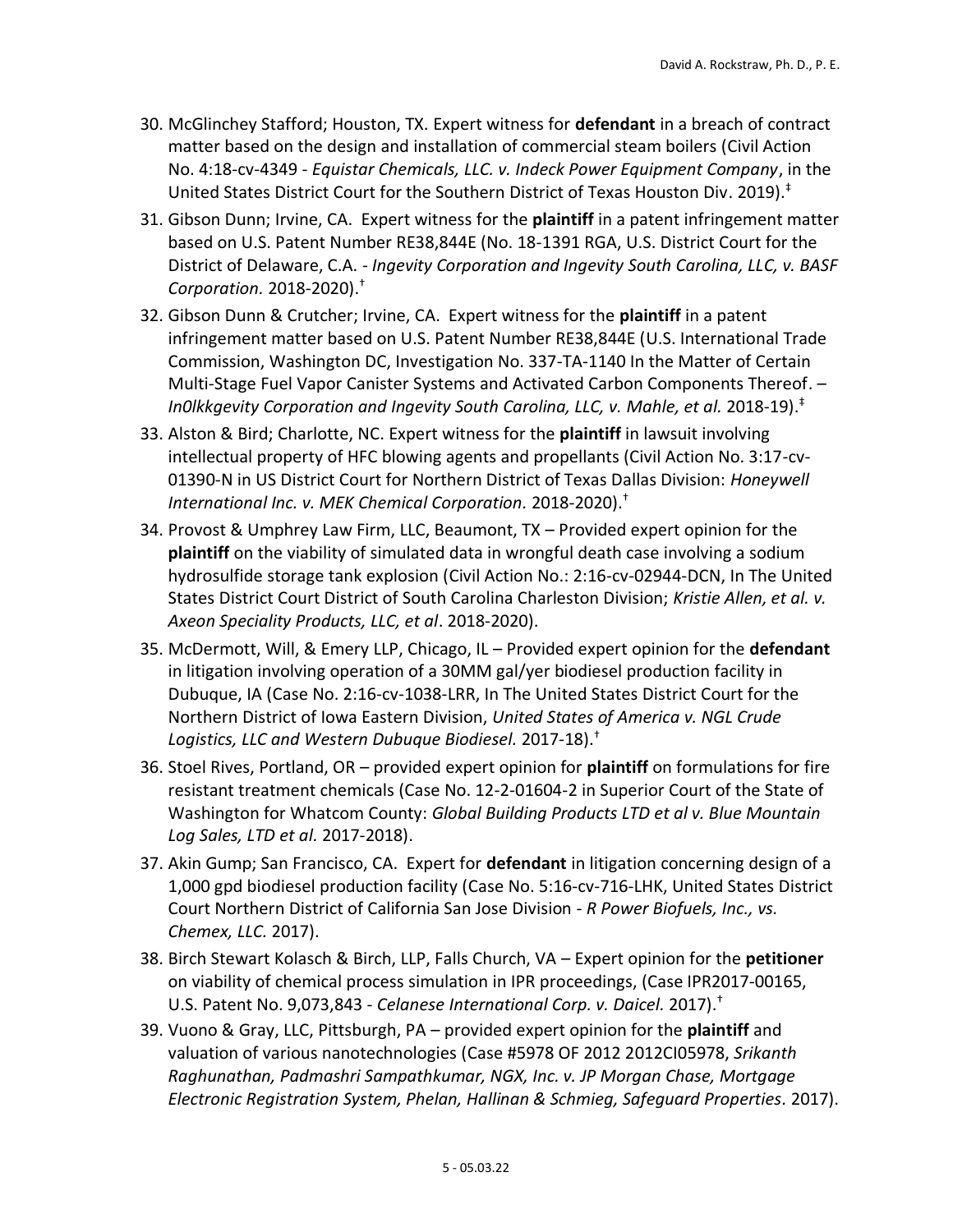30. McGlinchey Stafford; Houston, TX. Expert witness for **defendant** in a breach of contract matter based on the design and installation of commercial steam boilers (Civil Action No. 4:18-cv-4349 - *Equistar Chemicals, LLC. v. Indeck Power Equipment Company*, in the United States District Court for the Southern District of Texas Houston Div. 2019).[‡]
31. Gibson Dunn; Irvine, CA. Expert witness for the **plaintiff** in a patent infringement matter based on U.S. Patent Number RE38,844E (No. 18-1391 RGA, U.S. District Court for the District of Delaware, C.A. - *Ingevity Corporation and Ingevity South Carolina, LLC, v. BASF Corporation.* 2018-2020).[†]
32. Gibson Dunn & Crutcher; Irvine, CA. Expert witness for the **plaintiff** in a patent infringement matter based on U.S. Patent Number RE38,844E (U.S. International Trade Commission, Washington DC, Investigation No. 337-TA-1140 In the Matter of Certain Multi-Stage Fuel Vapor Canister Systems and Activated Carbon Components Thereof. – *In0lkkgevity Corporation and Ingevity South Carolina, LLC, v. Mahle, et al.* 2018-19).[‡]
33. Alston & Bird; Charlotte, NC. Expert witness for the **plaintiff** in lawsuit involving intellectual property of HFC blowing agents and propellants (Civil Action No. 3:17-cv-01390-N in US District Court for Northern District of Texas Dallas Division: *Honeywell International Inc. v. MEK Chemical Corporation.* 2018-2020).[†]
34. Provost & Umphrey Law Firm, LLC, Beaumont, TX – Provided expert opinion for the **plaintiff** on the viability of simulated data in wrongful death case involving a sodium hydrosulfide storage tank explosion (Civil Action No.: 2:16-cv-02944-DCN, In The United States District Court District of South Carolina Charleston Division; *Kristie Allen, et al. v. Axeon Speciality Products, LLC, et al*. 2018-2020).
35. McDermott, Will, & Emery LLP, Chicago, IL – Provided expert opinion for the **defendant** in litigation involving operation of a 30MM gal/yer biodiesel production facility in Dubuque, IA (Case No. 2:16-cv-1038-LRR, In The United States District Court for the Northern District of Iowa Eastern Division, *United States of America v. NGL Crude Logistics, LLC and Western Dubuque Biodiesel.* 2017-18).[†]
36. Stoel Rives, Portland, OR – provided expert opinion for **plaintiff** on formulations for fire resistant treatment chemicals (Case No. 12-2-01604-2 in Superior Court of the State of Washington for Whatcom County: *Global Building Products LTD et al v. Blue Mountain Log Sales, LTD et al.* 2017-2018).
37. Akin Gump; San Francisco, CA. Expert for **defendant** in litigation concerning design of a 1,000 gpd biodiesel production facility (Case No. 5:16-cv-716-LHK, United States District Court Northern District of California San Jose Division - *R Power Biofuels, Inc., vs. Chemex, LLC.* 2017).
38. Birch Stewart Kolasch & Birch, LLP, Falls Church, VA – Expert opinion for the **petitioner** on viability of chemical process simulation in IPR proceedings, (Case IPR2017-00165, U.S. Patent No. 9,073,843 - *Celanese International Corp. v. Daicel.* 2017).[†]
39. Vuono & Gray, LLC, Pittsburgh, PA – provided expert opinion for the **plaintiff** and valuation of various nanotechnologies (Case #5978 OF 2012 2012CI05978, *Srikanth Raghunathan, Padmashri Sampathkumar, NGX, Inc. v. JP Morgan Chase, Mortgage Electronic Registration System, Phelan, Hallinan & Schmieg, Safeguard Properties*. 2017).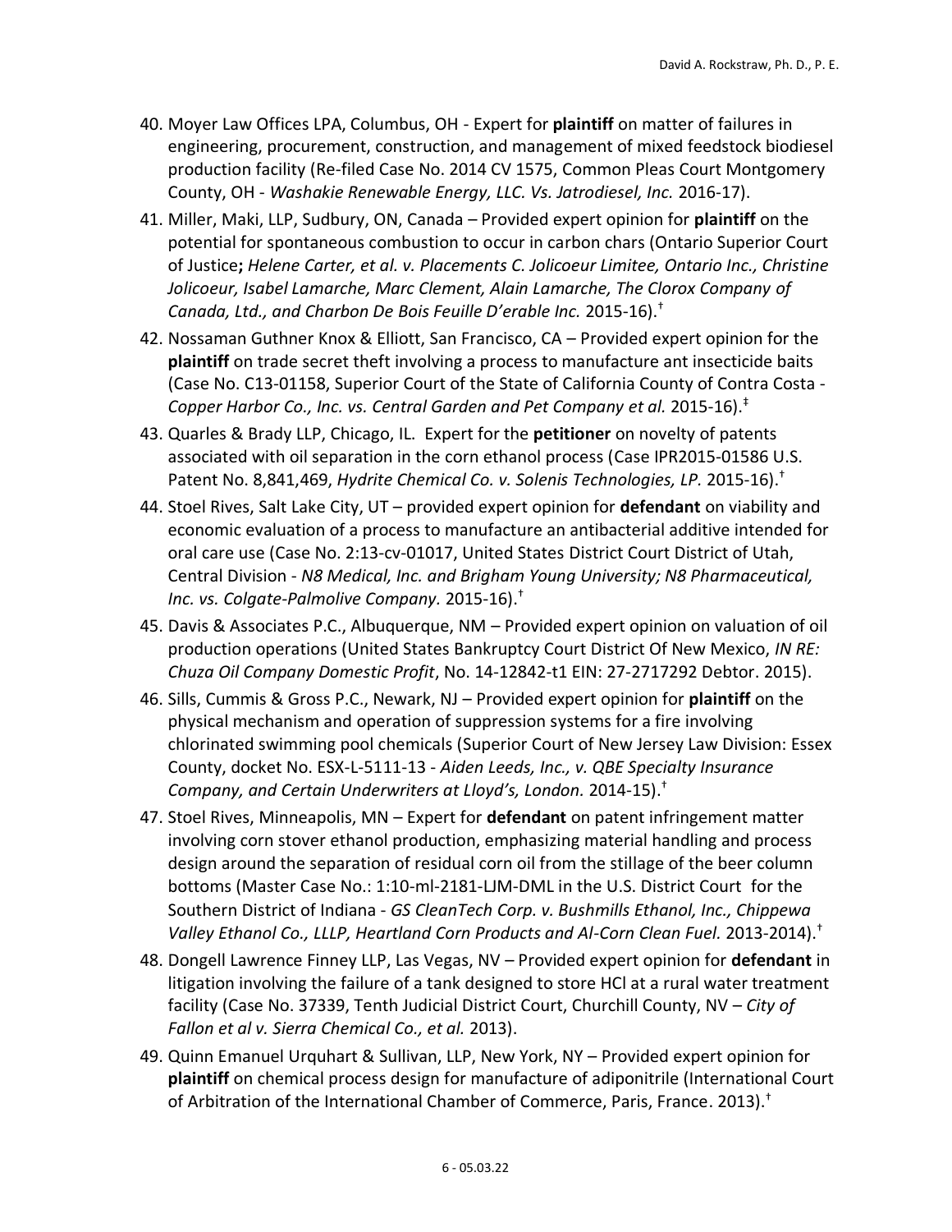40. Moyer Law Offices LPA, Columbus, OH - Expert for **plaintiff** on matter of failures in engineering, procurement, construction, and management of mixed feedstock biodiesel production facility (Re-filed Case No. 2014 CV 1575, Common Pleas Court Montgomery County, OH - *Washakie Renewable Energy, LLC. Vs. Jatrodiesel, Inc.* 2016-17).
41. Miller, Maki, LLP, Sudbury, ON, Canada – Provided expert opinion for **plaintiff** on the potential for spontaneous combustion to occur in carbon chars (Ontario Superior Court of Justice**;** *Helene Carter, et al. v. Placements C. Jolicoeur Limitee, Ontario Inc., Christine Jolicoeur, Isabel Lamarche, Marc Clement, Alain Lamarche, The Clorox Company of Canada, Ltd., and Charbon De Bois Feuille D'erable Inc.* 2015-16).†
42. Nossaman Guthner Knox & Elliott, San Francisco, CA – Provided expert opinion for the **plaintiff** on trade secret theft involving a process to manufacture ant insecticide baits (Case No. C13-01158, Superior Court of the State of California County of Contra Costa - *Copper Harbor Co., Inc. vs. Central Garden and Pet Company et al.* 2015-16).‡
43. Quarles & Brady LLP, Chicago, IL. Expert for the **petitioner** on novelty of patents associated with oil separation in the corn ethanol process (Case IPR2015-01586 U.S. Patent No. 8,841,469, *Hydrite Chemical Co. v. Solenis Technologies, LP.* 2015-16).†
44. Stoel Rives, Salt Lake City, UT – provided expert opinion for **defendant** on viability and economic evaluation of a process to manufacture an antibacterial additive intended for oral care use (Case No. 2:13-cv-01017, United States District Court District of Utah, Central Division - *N8 Medical, Inc. and Brigham Young University; N8 Pharmaceutical, Inc. vs. Colgate-Palmolive Company.* 2015-16).†
45. Davis & Associates P.C., Albuquerque, NM – Provided expert opinion on valuation of oil production operations (United States Bankruptcy Court District Of New Mexico, *IN RE: Chuza Oil Company Domestic Profit*, No. 14-12842-t1 EIN: 27-2717292 Debtor. 2015).
46. Sills, Cummis & Gross P.C., Newark, NJ – Provided expert opinion for **plaintiff** on the physical mechanism and operation of suppression systems for a fire involving chlorinated swimming pool chemicals (Superior Court of New Jersey Law Division: Essex County, docket No. ESX-L-5111-13 - *Aiden Leeds, Inc., v. QBE Specialty Insurance Company, and Certain Underwriters at Lloyd's, London.* 2014-15).†
47. Stoel Rives, Minneapolis, MN – Expert for **defendant** on patent infringement matter involving corn stover ethanol production, emphasizing material handling and process design around the separation of residual corn oil from the stillage of the beer column bottoms (Master Case No.: 1:10-ml-2181-LJM-DML in the U.S. District Court for the Southern District of Indiana - *GS CleanTech Corp. v. Bushmills Ethanol, Inc., Chippewa Valley Ethanol Co., LLLP, Heartland Corn Products and Al-Corn Clean Fuel.* 2013-2014).†
48. Dongell Lawrence Finney LLP, Las Vegas, NV – Provided expert opinion for **defendant** in litigation involving the failure of a tank designed to store HCl at a rural water treatment facility (Case No. 37339, Tenth Judicial District Court, Churchill County, NV – *City of Fallon et al v. Sierra Chemical Co., et al.* 2013).
49. Quinn Emanuel Urquhart & Sullivan, LLP, New York, NY – Provided expert opinion for **plaintiff** on chemical process design for manufacture of adiponitrile (International Court of Arbitration of the International Chamber of Commerce, Paris, France. 2013).†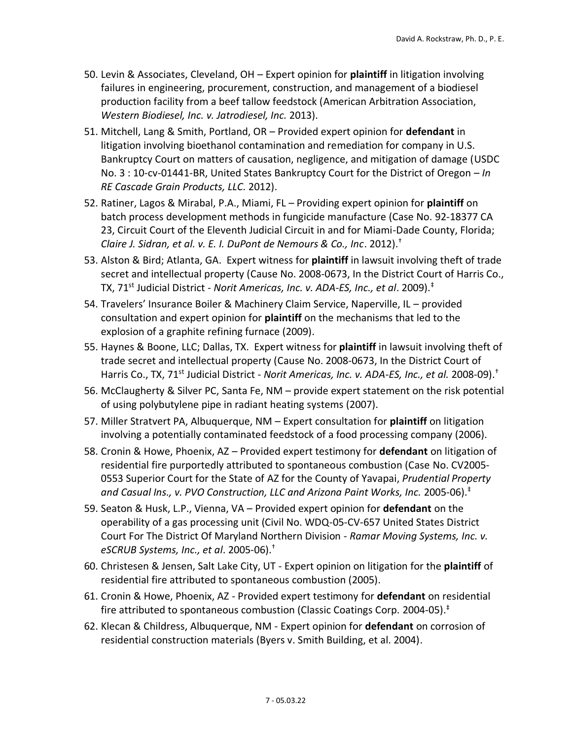50. Levin & Associates, Cleveland, OH – Expert opinion for **plaintiff** in litigation involving failures in engineering, procurement, construction, and management of a biodiesel production facility from a beef tallow feedstock (American Arbitration Association, *Western Biodiesel, Inc. v. Jatrodiesel, Inc.* 2013).
51. Mitchell, Lang & Smith, Portland, OR – Provided expert opinion for **defendant** in litigation involving bioethanol contamination and remediation for company in U.S. Bankruptcy Court on matters of causation, negligence, and mitigation of damage (USDC No. 3 : 10-cv-01441-BR, United States Bankruptcy Court for the District of Oregon – *In RE Cascade Grain Products, LLC.* 2012).
52. Ratiner, Lagos & Mirabal, P.A., Miami, FL – Providing expert opinion for **plaintiff** on batch process development methods in fungicide manufacture (Case No. 92-18377 CA 23, Circuit Court of the Eleventh Judicial Circuit in and for Miami-Dade County, Florida; *Claire J. Sidran, et al. v. E. I. DuPont de Nemours & Co., Inc*. 2012).†
53. Alston & Bird; Atlanta, GA. Expert witness for **plaintiff** in lawsuit involving theft of trade secret and intellectual property (Cause No. 2008-0673, In the District Court of Harris Co., TX, 71st Judicial District - *Norit Americas, Inc. v. ADA-ES, Inc., et al*. 2009).‡
54. Travelers' Insurance Boiler & Machinery Claim Service, Naperville, IL – provided consultation and expert opinion for **plaintiff** on the mechanisms that led to the explosion of a graphite refining furnace (2009).
55. Haynes & Boone, LLC; Dallas, TX. Expert witness for **plaintiff** in lawsuit involving theft of trade secret and intellectual property (Cause No. 2008-0673, In the District Court of Harris Co., TX, 71st Judicial District - *Norit Americas, Inc. v. ADA-ES, Inc., et al.* 2008-09).†
56. McClaugherty & Silver PC, Santa Fe, NM – provide expert statement on the risk potential of using polybutylene pipe in radiant heating systems (2007).
57. Miller Stratvert PA, Albuquerque, NM – Expert consultation for **plaintiff** on litigation involving a potentially contaminated feedstock of a food processing company (2006).
58. Cronin & Howe, Phoenix, AZ – Provided expert testimony for **defendant** on litigation of residential fire purportedly attributed to spontaneous combustion (Case No. CV2005-0553 Superior Court for the State of AZ for the County of Yavapai, *Prudential Property and Casual Ins., v. PVO Construction, LLC and Arizona Paint Works, Inc.* 2005-06).‡
59. Seaton & Husk, L.P., Vienna, VA – Provided expert opinion for **defendant** on the operability of a gas processing unit (Civil No. WDQ-05-CV-657 United States District Court For The District Of Maryland Northern Division - *Ramar Moving Systems, Inc. v. eSCRUB Systems, Inc., et al*. 2005-06).†
60. Christesen & Jensen, Salt Lake City, UT - Expert opinion on litigation for the **plaintiff** of residential fire attributed to spontaneous combustion (2005).
61. Cronin & Howe, Phoenix, AZ - Provided expert testimony for **defendant** on residential fire attributed to spontaneous combustion (Classic Coatings Corp. 2004-05).‡
62. Klecan & Childress, Albuquerque, NM - Expert opinion for **defendant** on corrosion of residential construction materials (Byers v. Smith Building, et al. 2004).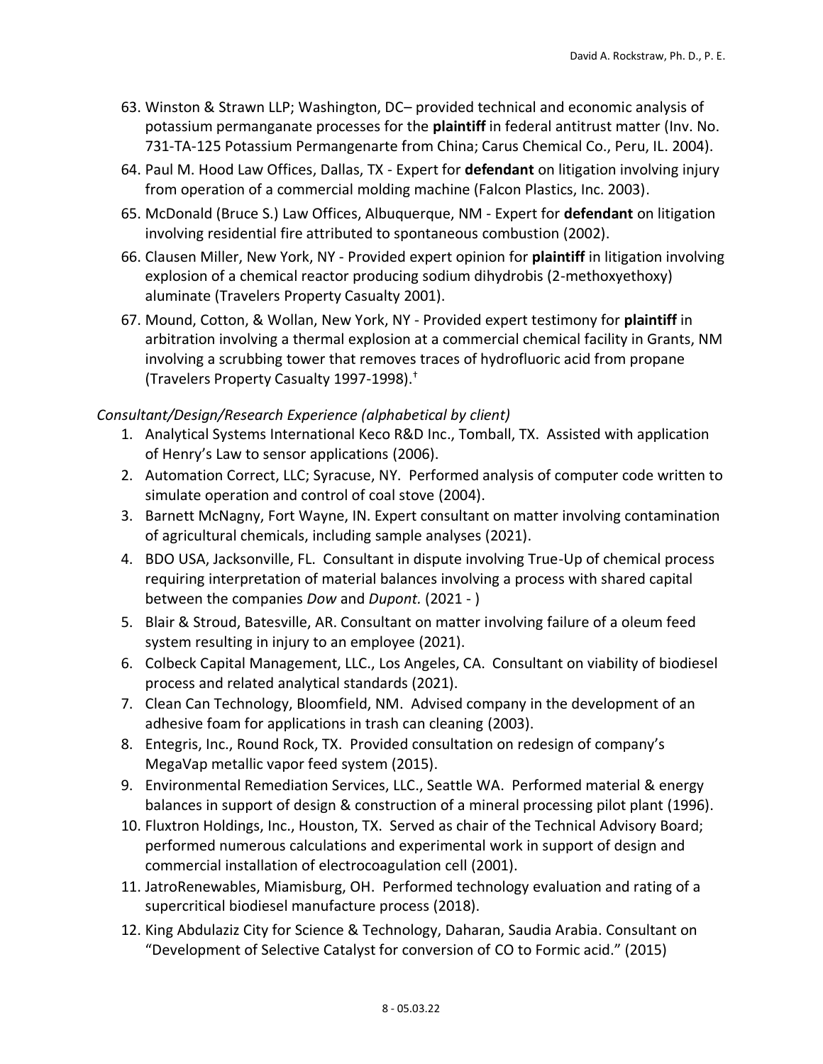63. Winston & Strawn LLP; Washington, DC– provided technical and economic analysis of potassium permanganate processes for the **plaintiff** in federal antitrust matter (Inv. No. 731-TA-125 Potassium Permangenarte from China; Carus Chemical Co., Peru, IL. 2004).
64. Paul M. Hood Law Offices, Dallas, TX - Expert for **defendant** on litigation involving injury from operation of a commercial molding machine (Falcon Plastics, Inc. 2003).
65. McDonald (Bruce S.) Law Offices, Albuquerque, NM - Expert for **defendant** on litigation involving residential fire attributed to spontaneous combustion (2002).
66. Clausen Miller, New York, NY - Provided expert opinion for **plaintiff** in litigation involving explosion of a chemical reactor producing sodium dihydrobis (2-methoxyethoxy) aluminate (Travelers Property Casualty 2001).
67. Mound, Cotton, & Wollan, New York, NY - Provided expert testimony for **plaintiff** in arbitration involving a thermal explosion at a commercial chemical facility in Grants, NM involving a scrubbing tower that removes traces of hydrofluoric acid from propane (Travelers Property Casualty 1997-1998).[†]

*Consultant/Design/Research Experience (alphabetical by client)*

1. Analytical Systems International Keco R&D Inc., Tomball, TX. Assisted with application of Henry's Law to sensor applications (2006).
2. Automation Correct, LLC; Syracuse, NY. Performed analysis of computer code written to simulate operation and control of coal stove (2004).
3. Barnett McNagny, Fort Wayne, IN. Expert consultant on matter involving contamination of agricultural chemicals, including sample analyses (2021).
4. BDO USA, Jacksonville, FL. Consultant in dispute involving True-Up of chemical process requiring interpretation of material balances involving a process with shared capital between the companies *Dow* and *Dupont.* (2021 - )
5. Blair & Stroud, Batesville, AR. Consultant on matter involving failure of a oleum feed system resulting in injury to an employee (2021).
6. Colbeck Capital Management, LLC., Los Angeles, CA. Consultant on viability of biodiesel process and related analytical standards (2021).
7. Clean Can Technology, Bloomfield, NM. Advised company in the development of an adhesive foam for applications in trash can cleaning (2003).
8. Entegris, Inc., Round Rock, TX. Provided consultation on redesign of company's MegaVap metallic vapor feed system (2015).
9. Environmental Remediation Services, LLC., Seattle WA. Performed material & energy balances in support of design & construction of a mineral processing pilot plant (1996).
10. Fluxtron Holdings, Inc., Houston, TX. Served as chair of the Technical Advisory Board; performed numerous calculations and experimental work in support of design and commercial installation of electrocoagulation cell (2001).
11. JatroRenewables, Miamisburg, OH. Performed technology evaluation and rating of a supercritical biodiesel manufacture process (2018).
12. King Abdulaziz City for Science & Technology, Daharan, Saudia Arabia. Consultant on "Development of Selective Catalyst for conversion of CO to Formic acid." (2015)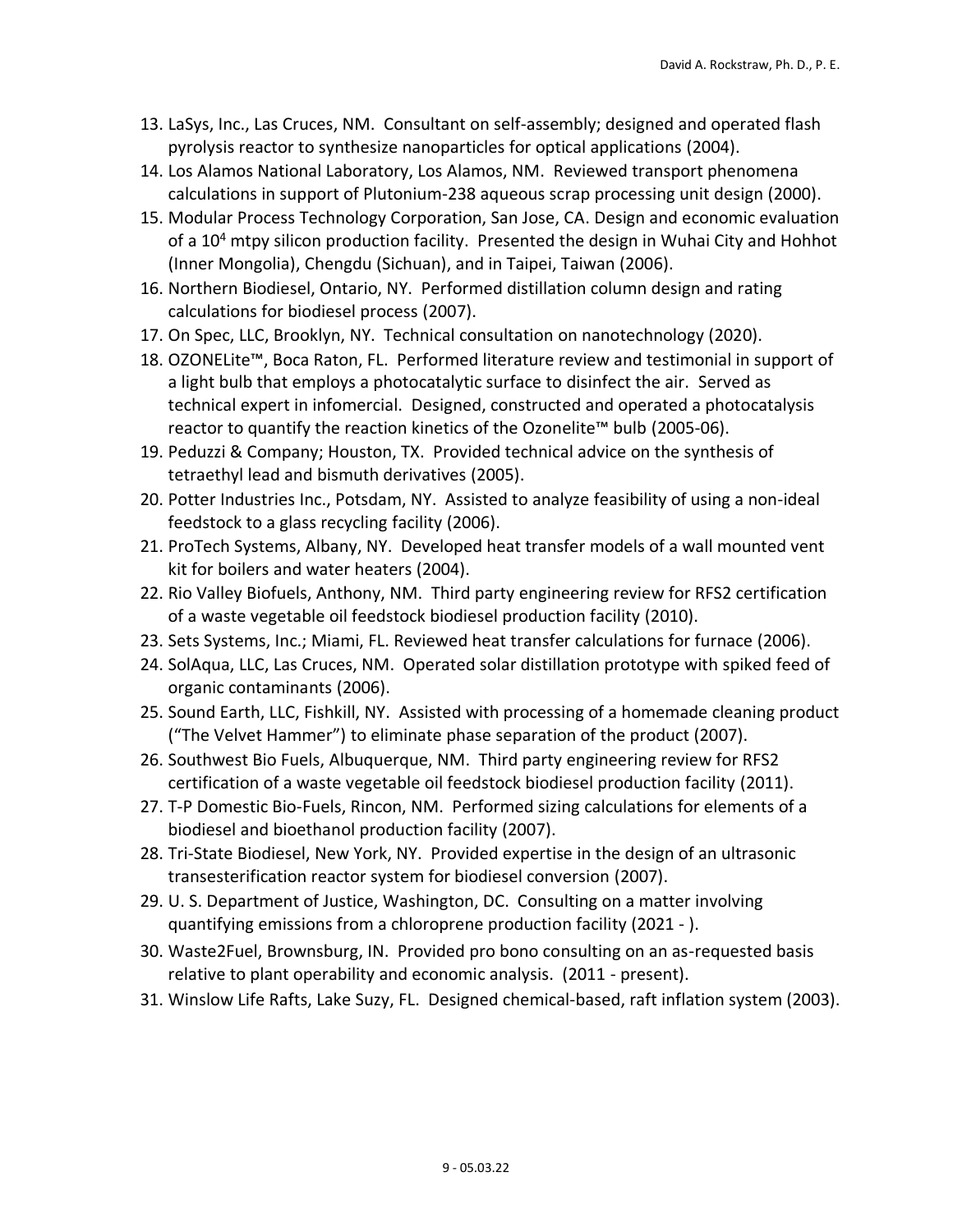13. LaSys, Inc., Las Cruces, NM. Consultant on self-assembly; designed and operated flash pyrolysis reactor to synthesize nanoparticles for optical applications (2004).
14. Los Alamos National Laboratory, Los Alamos, NM. Reviewed transport phenomena calculations in support of Plutonium-238 aqueous scrap processing unit design (2000).
15. Modular Process Technology Corporation, San Jose, CA. Design and economic evaluation of a $10^4$ mtpy silicon production facility. Presented the design in Wuhai City and Hohhot (Inner Mongolia), Chengdu (Sichuan), and in Taipei, Taiwan (2006).
16. Northern Biodiesel, Ontario, NY. Performed distillation column design and rating calculations for biodiesel process (2007).
17. On Spec, LLC, Brooklyn, NY. Technical consultation on nanotechnology (2020).
18. OZONELite™, Boca Raton, FL. Performed literature review and testimonial in support of a light bulb that employs a photocatalytic surface to disinfect the air. Served as technical expert in infomercial. Designed, constructed and operated a photocatalysis reactor to quantify the reaction kinetics of the Ozonelite™ bulb (2005-06).
19. Peduzzi & Company; Houston, TX. Provided technical advice on the synthesis of tetraethyl lead and bismuth derivatives (2005).
20. Potter Industries Inc., Potsdam, NY. Assisted to analyze feasibility of using a non-ideal feedstock to a glass recycling facility (2006).
21. ProTech Systems, Albany, NY. Developed heat transfer models of a wall mounted vent kit for boilers and water heaters (2004).
22. Rio Valley Biofuels, Anthony, NM. Third party engineering review for RFS2 certification of a waste vegetable oil feedstock biodiesel production facility (2010).
23. Sets Systems, Inc.; Miami, FL. Reviewed heat transfer calculations for furnace (2006).
24. SolAqua, LLC, Las Cruces, NM. Operated solar distillation prototype with spiked feed of organic contaminants (2006).
25. Sound Earth, LLC, Fishkill, NY. Assisted with processing of a homemade cleaning product ("The Velvet Hammer") to eliminate phase separation of the product (2007).
26. Southwest Bio Fuels, Albuquerque, NM. Third party engineering review for RFS2 certification of a waste vegetable oil feedstock biodiesel production facility (2011).
27. T-P Domestic Bio-Fuels, Rincon, NM. Performed sizing calculations for elements of a biodiesel and bioethanol production facility (2007).
28. Tri-State Biodiesel, New York, NY. Provided expertise in the design of an ultrasonic transesterification reactor system for biodiesel conversion (2007).
29. U. S. Department of Justice, Washington, DC. Consulting on a matter involving quantifying emissions from a chloroprene production facility (2021 - ).
30. Waste2Fuel, Brownsburg, IN. Provided pro bono consulting on an as-requested basis relative to plant operability and economic analysis. (2011 - present).
31. Winslow Life Rafts, Lake Suzy, FL. Designed chemical-based, raft inflation system (2003).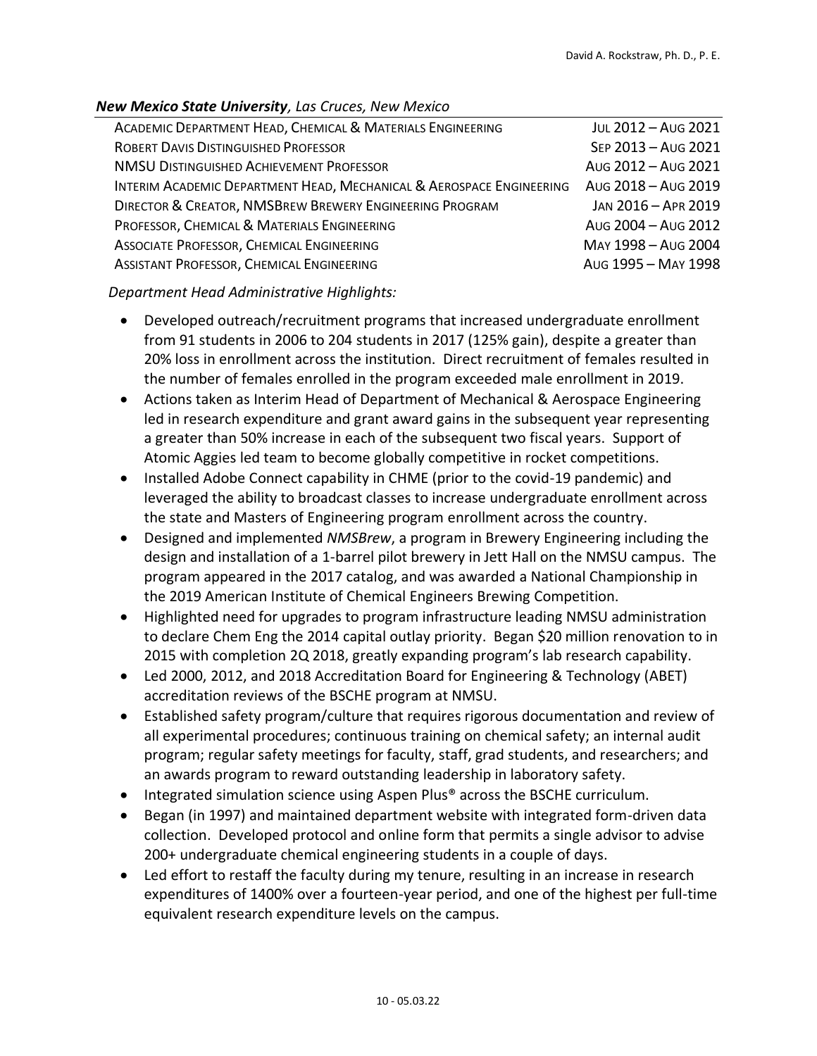### *New Mexico State University, Las Cruces, New Mexico*

| Position | Dates |
|---|---|
| Academic Department Head, Chemical & Materials Engineering | Jul 2012 – Aug 2021 |
| Robert Davis Distinguished Professor | Sep 2013 – Aug 2021 |
| NMSU Distinguished Achievement Professor | Aug 2012 – Aug 2021 |
| Interim Academic Department Head, Mechanical & Aerospace Engineering | Aug 2018 – Aug 2019 |
| Director & Creator, NMSBrew Brewery Engineering Program | Jan 2016 – Apr 2019 |
| Professor, Chemical & Materials Engineering | Aug 2004 – Aug 2012 |
| Associate Professor, Chemical Engineering | May 1998 – Aug 2004 |
| Assistant Professor, Chemical Engineering | Aug 1995 – May 1998 |

*Department Head Administrative Highlights:*

- Developed outreach/recruitment programs that increased undergraduate enrollment from 91 students in 2006 to 204 students in 2017 (125% gain), despite a greater than 20% loss in enrollment across the institution. Direct recruitment of females resulted in the number of females enrolled in the program exceeded male enrollment in 2019.
- Actions taken as Interim Head of Department of Mechanical & Aerospace Engineering led in research expenditure and grant award gains in the subsequent year representing a greater than 50% increase in each of the subsequent two fiscal years. Support of Atomic Aggies led team to become globally competitive in rocket competitions.
- Installed Adobe Connect capability in CHME (prior to the covid-19 pandemic) and leveraged the ability to broadcast classes to increase undergraduate enrollment across the state and Masters of Engineering program enrollment across the country.
- Designed and implemented *NMSBrew*, a program in Brewery Engineering including the design and installation of a 1-barrel pilot brewery in Jett Hall on the NMSU campus. The program appeared in the 2017 catalog, and was awarded a National Championship in the 2019 American Institute of Chemical Engineers Brewing Competition.
- Highlighted need for upgrades to program infrastructure leading NMSU administration to declare Chem Eng the 2014 capital outlay priority. Began $20 million renovation to in 2015 with completion 2Q 2018, greatly expanding program's lab research capability.
- Led 2000, 2012, and 2018 Accreditation Board for Engineering & Technology (ABET) accreditation reviews of the BSCHE program at NMSU.
- Established safety program/culture that requires rigorous documentation and review of all experimental procedures; continuous training on chemical safety; an internal audit program; regular safety meetings for faculty, staff, grad students, and researchers; and an awards program to reward outstanding leadership in laboratory safety.
- Integrated simulation science using Aspen Plus® across the BSCHE curriculum.
- Began (in 1997) and maintained department website with integrated form-driven data collection. Developed protocol and online form that permits a single advisor to advise 200+ undergraduate chemical engineering students in a couple of days.
- Led effort to restaff the faculty during my tenure, resulting in an increase in research expenditures of 1400% over a fourteen-year period, and one of the highest per full-time equivalent research expenditure levels on the campus.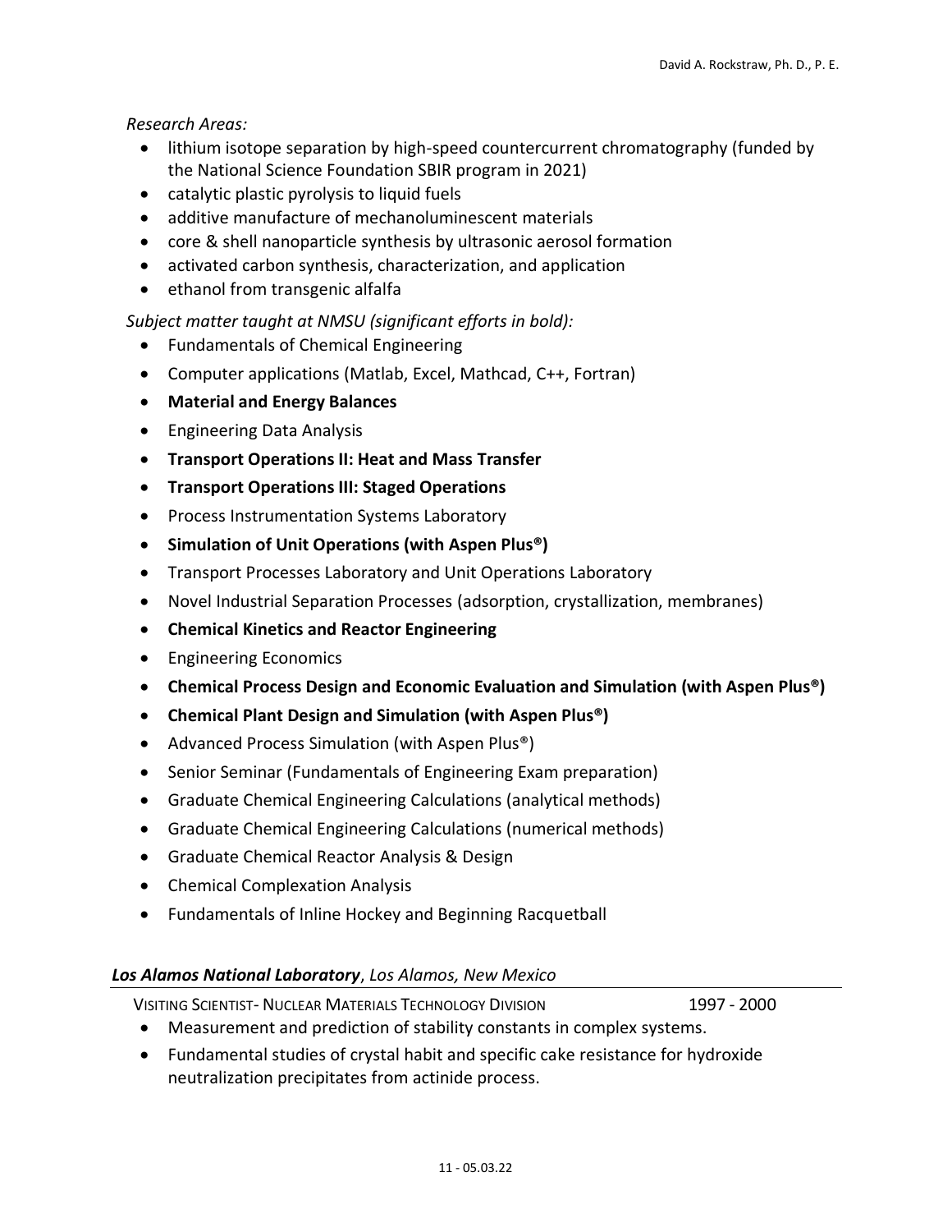*Research Areas:*

- lithium isotope separation by high-speed countercurrent chromatography (funded by the National Science Foundation SBIR program in 2021)
- catalytic plastic pyrolysis to liquid fuels
- additive manufacture of mechanoluminescent materials
- core & shell nanoparticle synthesis by ultrasonic aerosol formation
- activated carbon synthesis, characterization, and application
- ethanol from transgenic alfalfa

*Subject matter taught at NMSU (significant efforts in bold):*

- Fundamentals of Chemical Engineering
- Computer applications (Matlab, Excel, Mathcad, C++, Fortran)
- **Material and Energy Balances**
- Engineering Data Analysis
- **Transport Operations II: Heat and Mass Transfer**
- **Transport Operations III: Staged Operations**
- Process Instrumentation Systems Laboratory
- **Simulation of Unit Operations (with Aspen Plus®)**
- Transport Processes Laboratory and Unit Operations Laboratory
- Novel Industrial Separation Processes (adsorption, crystallization, membranes)
- **Chemical Kinetics and Reactor Engineering**
- Engineering Economics
- **Chemical Process Design and Economic Evaluation and Simulation (with Aspen Plus®)**
- **Chemical Plant Design and Simulation (with Aspen Plus®)**
- Advanced Process Simulation (with Aspen Plus®)
- Senior Seminar (Fundamentals of Engineering Exam preparation)
- Graduate Chemical Engineering Calculations (analytical methods)
- Graduate Chemical Engineering Calculations (numerical methods)
- Graduate Chemical Reactor Analysis & Design
- Chemical Complexation Analysis
- Fundamentals of Inline Hockey and Beginning Racquetball

### ***Los Alamos National Laboratory**, Los Alamos, New Mexico*

VISITING SCIENTIST- NUCLEAR MATERIALS TECHNOLOGY DIVISION 1997 - 2000

- Measurement and prediction of stability constants in complex systems.
- Fundamental studies of crystal habit and specific cake resistance for hydroxide neutralization precipitates from actinide process.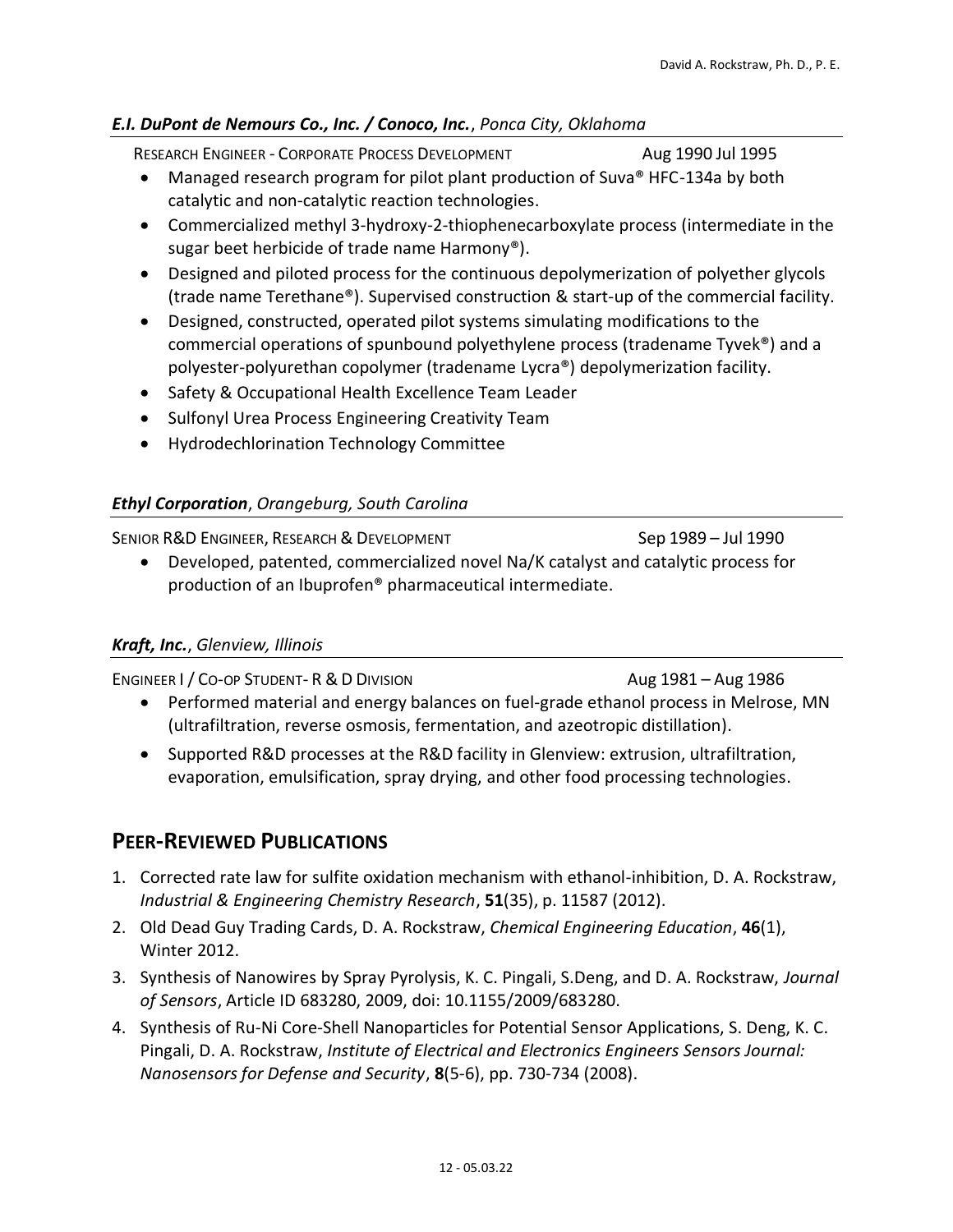### *E.I. DuPont de Nemours Co., Inc. / Conoco, Inc.*, *Ponca City, Oklahoma*

RESEARCH ENGINEER - CORPORATE PROCESS DEVELOPMENT Aug 1990 Jul 1995

- Managed research program for pilot plant production of Suva® HFC-134a by both catalytic and non-catalytic reaction technologies.
- Commercialized methyl 3-hydroxy-2-thiophenecarboxylate process (intermediate in the sugar beet herbicide of trade name Harmony®).
- Designed and piloted process for the continuous depolymerization of polyether glycols (trade name Terethane®). Supervised construction & start-up of the commercial facility.
- Designed, constructed, operated pilot systems simulating modifications to the commercial operations of spunbound polyethylene process (tradename Tyvek®) and a polyester-polyurethan copolymer (tradename Lycra®) depolymerization facility.
- Safety & Occupational Health Excellence Team Leader
- Sulfonyl Urea Process Engineering Creativity Team
- Hydrodechlorination Technology Committee

### *Ethyl Corporation*, *Orangeburg, South Carolina*

SENIOR R&D ENGINEER, RESEARCH & DEVELOPMENT Sep 1989 – Jul 1990

- Developed, patented, commercialized novel Na/K catalyst and catalytic process for production of an Ibuprofen® pharmaceutical intermediate.

### *Kraft, Inc.*, *Glenview, Illinois*

ENGINEER I / CO-OP STUDENT- R & D DIVISION Aug 1981 – Aug 1986

- Performed material and energy balances on fuel-grade ethanol process in Melrose, MN (ultrafiltration, reverse osmosis, fermentation, and azeotropic distillation).
- Supported R&D processes at the R&D facility in Glenview: extrusion, ultrafiltration, evaporation, emulsification, spray drying, and other food processing technologies.

## PEER-REVIEWED PUBLICATIONS

1. Corrected rate law for sulfite oxidation mechanism with ethanol-inhibition, D. A. Rockstraw, *Industrial & Engineering Chemistry Research*, **51**(35), p. 11587 (2012).
2. Old Dead Guy Trading Cards, D. A. Rockstraw, *Chemical Engineering Education*, **46**(1), Winter 2012.
3. Synthesis of Nanowires by Spray Pyrolysis, K. C. Pingali, S.Deng, and D. A. Rockstraw, *Journal of Sensors*, Article ID 683280, 2009, doi: 10.1155/2009/683280.
4. Synthesis of Ru-Ni Core-Shell Nanoparticles for Potential Sensor Applications, S. Deng, K. C. Pingali, D. A. Rockstraw, *Institute of Electrical and Electronics Engineers Sensors Journal: Nanosensors for Defense and Security*, **8**(5-6), pp. 730-734 (2008).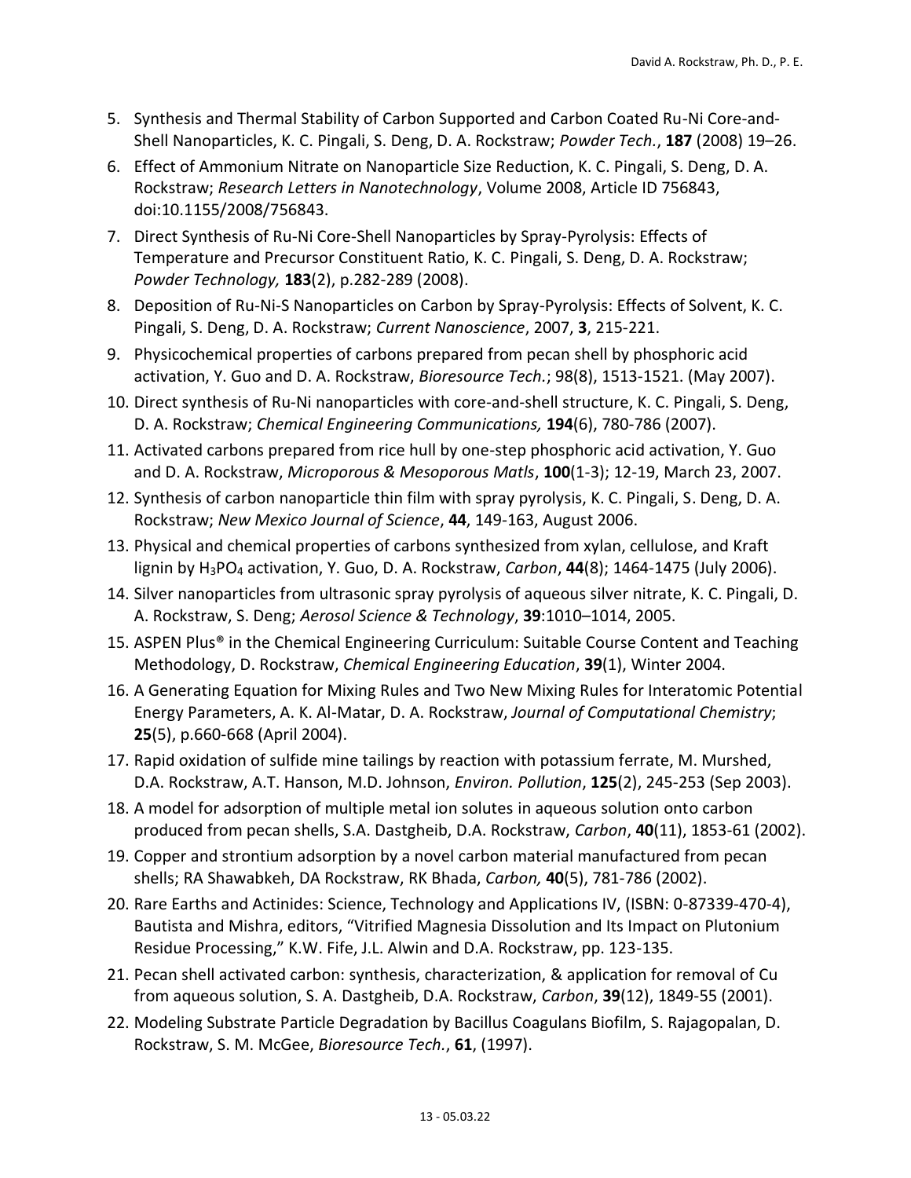5. Synthesis and Thermal Stability of Carbon Supported and Carbon Coated Ru-Ni Core-and-Shell Nanoparticles, K. C. Pingali, S. Deng, D. A. Rockstraw; *Powder Tech.*, **187** (2008) 19–26.
6. Effect of Ammonium Nitrate on Nanoparticle Size Reduction, K. C. Pingali, S. Deng, D. A. Rockstraw; *Research Letters in Nanotechnology*, Volume 2008, Article ID 756843, doi:10.1155/2008/756843.
7. Direct Synthesis of Ru-Ni Core-Shell Nanoparticles by Spray-Pyrolysis: Effects of Temperature and Precursor Constituent Ratio, K. C. Pingali, S. Deng, D. A. Rockstraw; *Powder Technology,* **183**(2), p.282-289 (2008).
8. Deposition of Ru-Ni-S Nanoparticles on Carbon by Spray-Pyrolysis: Effects of Solvent, K. C. Pingali, S. Deng, D. A. Rockstraw; *Current Nanoscience*, 2007, **3**, 215-221.
9. Physicochemical properties of carbons prepared from pecan shell by phosphoric acid activation, Y. Guo and D. A. Rockstraw, *Bioresource Tech.*; 98(8), 1513-1521. (May 2007).
10. Direct synthesis of Ru-Ni nanoparticles with core-and-shell structure, K. C. Pingali, S. Deng, D. A. Rockstraw; *Chemical Engineering Communications,* **194**(6), 780-786 (2007).
11. Activated carbons prepared from rice hull by one-step phosphoric acid activation, Y. Guo and D. A. Rockstraw, *Microporous & Mesoporous Matls*, **100**(1-3); 12-19, March 23, 2007.
12. Synthesis of carbon nanoparticle thin film with spray pyrolysis, K. C. Pingali, S. Deng, D. A. Rockstraw; *New Mexico Journal of Science*, **44**, 149-163, August 2006.
13. Physical and chemical properties of carbons synthesized from xylan, cellulose, and Kraft lignin by $H_3PO_4$ activation, Y. Guo, D. A. Rockstraw, *Carbon*, **44**(8); 1464-1475 (July 2006).
14. Silver nanoparticles from ultrasonic spray pyrolysis of aqueous silver nitrate, K. C. Pingali, D. A. Rockstraw, S. Deng; *Aerosol Science & Technology*, **39**:1010–1014, 2005.
15. ASPEN Plus® in the Chemical Engineering Curriculum: Suitable Course Content and Teaching Methodology, D. Rockstraw, *Chemical Engineering Education*, **39**(1), Winter 2004.
16. A Generating Equation for Mixing Rules and Two New Mixing Rules for Interatomic Potential Energy Parameters, A. K. Al-Matar, D. A. Rockstraw, *Journal of Computational Chemistry*; **25**(5), p.660-668 (April 2004).
17. Rapid oxidation of sulfide mine tailings by reaction with potassium ferrate, M. Murshed, D.A. Rockstraw, A.T. Hanson, M.D. Johnson, *Environ. Pollution*, **125**(2), 245-253 (Sep 2003).
18. A model for adsorption of multiple metal ion solutes in aqueous solution onto carbon produced from pecan shells, S.A. Dastgheib, D.A. Rockstraw, *Carbon*, **40**(11), 1853-61 (2002).
19. Copper and strontium adsorption by a novel carbon material manufactured from pecan shells; RA Shawabkeh, DA Rockstraw, RK Bhada, *Carbon,* **40**(5), 781-786 (2002).
20. Rare Earths and Actinides: Science, Technology and Applications IV, (ISBN: 0-87339-470-4), Bautista and Mishra, editors, "Vitrified Magnesia Dissolution and Its Impact on Plutonium Residue Processing," K.W. Fife, J.L. Alwin and D.A. Rockstraw, pp. 123-135.
21. Pecan shell activated carbon: synthesis, characterization, & application for removal of Cu from aqueous solution, S. A. Dastgheib, D.A. Rockstraw, *Carbon*, **39**(12), 1849-55 (2001).
22. Modeling Substrate Particle Degradation by Bacillus Coagulans Biofilm, S. Rajagopalan, D. Rockstraw, S. M. McGee, *Bioresource Tech.*, **61**, (1997).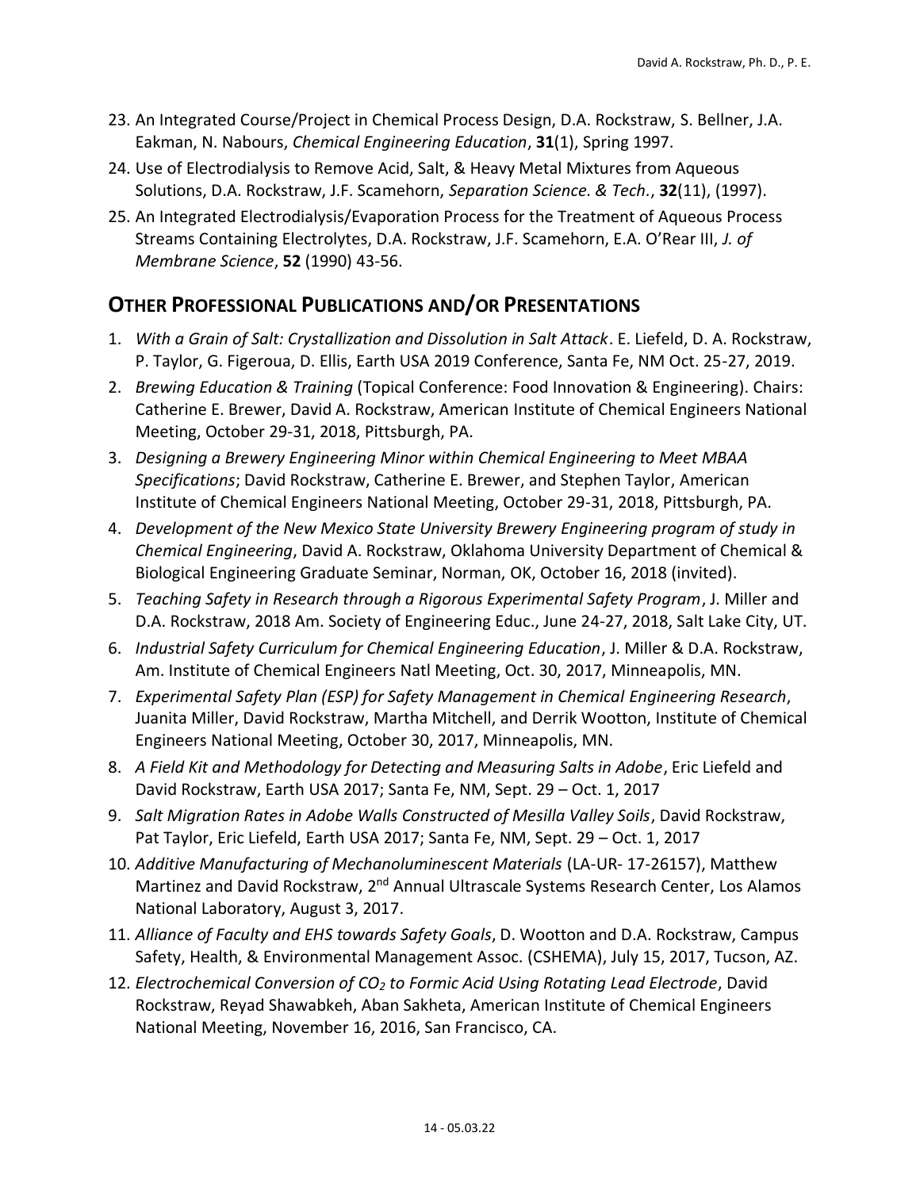23. An Integrated Course/Project in Chemical Process Design, D.A. Rockstraw, S. Bellner, J.A. Eakman, N. Nabours, *Chemical Engineering Education*, **31**(1), Spring 1997.
24. Use of Electrodialysis to Remove Acid, Salt, & Heavy Metal Mixtures from Aqueous Solutions, D.A. Rockstraw, J.F. Scamehorn, *Separation Science. & Tech.*, **32**(11), (1997).
25. An Integrated Electrodialysis/Evaporation Process for the Treatment of Aqueous Process Streams Containing Electrolytes, D.A. Rockstraw, J.F. Scamehorn, E.A. O'Rear III, *J. of Membrane Science*, **52** (1990) 43-56.

## OTHER PROFESSIONAL PUBLICATIONS AND/OR PRESENTATIONS

1. *With a Grain of Salt: Crystallization and Dissolution in Salt Attack*. E. Liefeld, D. A. Rockstraw, P. Taylor, G. Figeroua, D. Ellis, Earth USA 2019 Conference, Santa Fe, NM Oct. 25-27, 2019.
2. *Brewing Education & Training* (Topical Conference: Food Innovation & Engineering). Chairs: Catherine E. Brewer, David A. Rockstraw, American Institute of Chemical Engineers National Meeting, October 29-31, 2018, Pittsburgh, PA.
3. *Designing a Brewery Engineering Minor within Chemical Engineering to Meet MBAA Specifications*; David Rockstraw, Catherine E. Brewer, and Stephen Taylor, American Institute of Chemical Engineers National Meeting, October 29-31, 2018, Pittsburgh, PA.
4. *Development of the New Mexico State University Brewery Engineering program of study in Chemical Engineering*, David A. Rockstraw, Oklahoma University Department of Chemical & Biological Engineering Graduate Seminar, Norman, OK, October 16, 2018 (invited).
5. *Teaching Safety in Research through a Rigorous Experimental Safety Program*, J. Miller and D.A. Rockstraw, 2018 Am. Society of Engineering Educ., June 24-27, 2018, Salt Lake City, UT.
6. *Industrial Safety Curriculum for Chemical Engineering Education*, J. Miller & D.A. Rockstraw, Am. Institute of Chemical Engineers Natl Meeting, Oct. 30, 2017, Minneapolis, MN.
7. *Experimental Safety Plan (ESP) for Safety Management in Chemical Engineering Research*, Juanita Miller, David Rockstraw, Martha Mitchell, and Derrik Wootton, Institute of Chemical Engineers National Meeting, October 30, 2017, Minneapolis, MN.
8. *A Field Kit and Methodology for Detecting and Measuring Salts in Adobe*, Eric Liefeld and David Rockstraw, Earth USA 2017; Santa Fe, NM, Sept. 29 – Oct. 1, 2017
9. *Salt Migration Rates in Adobe Walls Constructed of Mesilla Valley Soils*, David Rockstraw, Pat Taylor, Eric Liefeld, Earth USA 2017; Santa Fe, NM, Sept. 29 – Oct. 1, 2017
10. *Additive Manufacturing of Mechanoluminescent Materials* (LA-UR- 17-26157), Matthew Martinez and David Rockstraw, 2nd Annual Ultrascale Systems Research Center, Los Alamos National Laboratory, August 3, 2017.
11. *Alliance of Faculty and EHS towards Safety Goals*, D. Wootton and D.A. Rockstraw, Campus Safety, Health, & Environmental Management Assoc. (CSHEMA), July 15, 2017, Tucson, AZ.
12. *Electrochemical Conversion of $CO_2$ to Formic Acid Using Rotating Lead Electrode*, David Rockstraw, Reyad Shawabkeh, Aban Sakheta, American Institute of Chemical Engineers National Meeting, November 16, 2016, San Francisco, CA.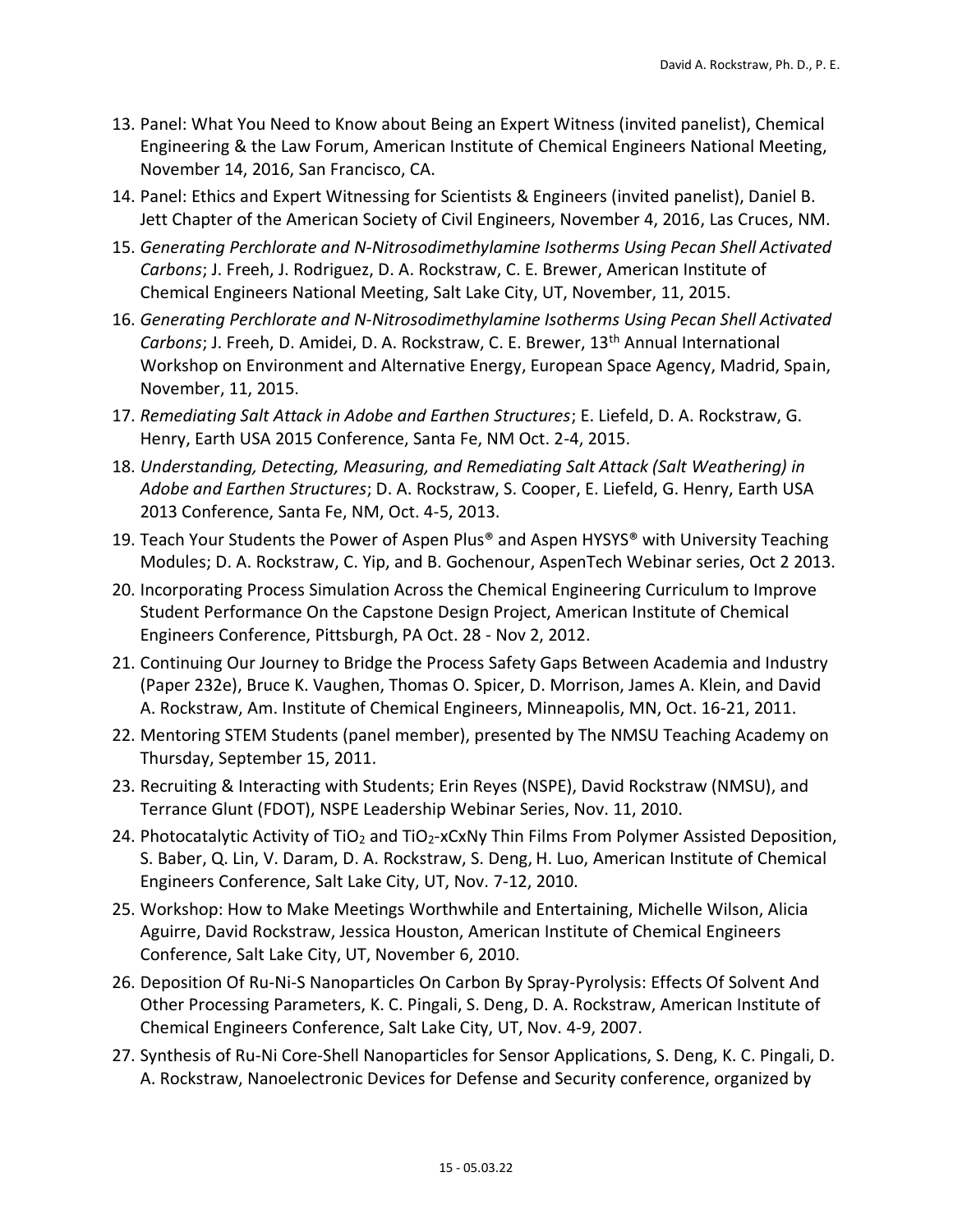13. Panel: What You Need to Know about Being an Expert Witness (invited panelist), Chemical Engineering & the Law Forum, American Institute of Chemical Engineers National Meeting, November 14, 2016, San Francisco, CA.
14. Panel: Ethics and Expert Witnessing for Scientists & Engineers (invited panelist), Daniel B. Jett Chapter of the American Society of Civil Engineers, November 4, 2016, Las Cruces, NM.
15. *Generating Perchlorate and N-Nitrosodimethylamine Isotherms Using Pecan Shell Activated Carbons*; J. Freeh, J. Rodriguez, D. A. Rockstraw, C. E. Brewer, American Institute of Chemical Engineers National Meeting, Salt Lake City, UT, November, 11, 2015.
16. *Generating Perchlorate and N-Nitrosodimethylamine Isotherms Using Pecan Shell Activated Carbons*; J. Freeh, D. Amidei, D. A. Rockstraw, C. E. Brewer, 13th Annual International Workshop on Environment and Alternative Energy, European Space Agency, Madrid, Spain, November, 11, 2015.
17. *Remediating Salt Attack in Adobe and Earthen Structures*; E. Liefeld, D. A. Rockstraw, G. Henry, Earth USA 2015 Conference, Santa Fe, NM Oct. 2-4, 2015.
18. *Understanding, Detecting, Measuring, and Remediating Salt Attack (Salt Weathering) in Adobe and Earthen Structures*; D. A. Rockstraw, S. Cooper, E. Liefeld, G. Henry, Earth USA 2013 Conference, Santa Fe, NM, Oct. 4-5, 2013.
19. Teach Your Students the Power of Aspen Plus® and Aspen HYSYS® with University Teaching Modules; D. A. Rockstraw, C. Yip, and B. Gochenour, AspenTech Webinar series, Oct 2 2013.
20. Incorporating Process Simulation Across the Chemical Engineering Curriculum to Improve Student Performance On the Capstone Design Project, American Institute of Chemical Engineers Conference, Pittsburgh, PA Oct. 28 - Nov 2, 2012.
21. Continuing Our Journey to Bridge the Process Safety Gaps Between Academia and Industry (Paper 232e), Bruce K. Vaughen, Thomas O. Spicer, D. Morrison, James A. Klein, and David A. Rockstraw, Am. Institute of Chemical Engineers, Minneapolis, MN, Oct. 16-21, 2011.
22. Mentoring STEM Students (panel member), presented by The NMSU Teaching Academy on Thursday, September 15, 2011.
23. Recruiting & Interacting with Students; Erin Reyes (NSPE), David Rockstraw (NMSU), and Terrance Glunt (FDOT), NSPE Leadership Webinar Series, Nov. 11, 2010.
24. Photocatalytic Activity of $TiO_2$ and $TiO_2$-xCxNy Thin Films From Polymer Assisted Deposition, S. Baber, Q. Lin, V. Daram, D. A. Rockstraw, S. Deng, H. Luo, American Institute of Chemical Engineers Conference, Salt Lake City, UT, Nov. 7-12, 2010.
25. Workshop: How to Make Meetings Worthwhile and Entertaining, Michelle Wilson, Alicia Aguirre, David Rockstraw, Jessica Houston, American Institute of Chemical Engineers Conference, Salt Lake City, UT, November 6, 2010.
26. Deposition Of Ru-Ni-S Nanoparticles On Carbon By Spray-Pyrolysis: Effects Of Solvent And Other Processing Parameters, K. C. Pingali, S. Deng, D. A. Rockstraw, American Institute of Chemical Engineers Conference, Salt Lake City, UT, Nov. 4-9, 2007.
27. Synthesis of Ru-Ni Core-Shell Nanoparticles for Sensor Applications, S. Deng, K. C. Pingali, D. A. Rockstraw, Nanoelectronic Devices for Defense and Security conference, organized by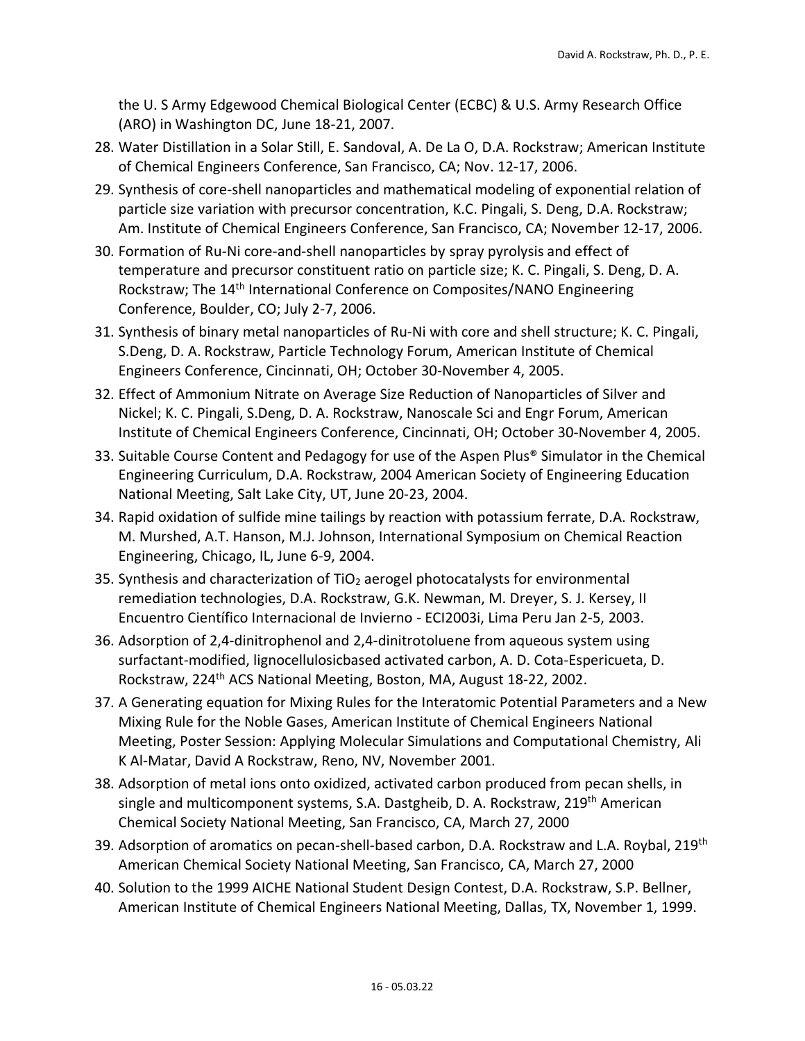the U. S Army Edgewood Chemical Biological Center (ECBC) & U.S. Army Research Office (ARO) in Washington DC, June 18-21, 2007.

28. Water Distillation in a Solar Still, E. Sandoval, A. De La O, D.A. Rockstraw; American Institute of Chemical Engineers Conference, San Francisco, CA; Nov. 12-17, 2006.
29. Synthesis of core-shell nanoparticles and mathematical modeling of exponential relation of particle size variation with precursor concentration, K.C. Pingali, S. Deng, D.A. Rockstraw; Am. Institute of Chemical Engineers Conference, San Francisco, CA; November 12-17, 2006.
30. Formation of Ru-Ni core-and-shell nanoparticles by spray pyrolysis and effect of temperature and precursor constituent ratio on particle size; K. C. Pingali, S. Deng, D. A. Rockstraw; The 14th International Conference on Composites/NANO Engineering Conference, Boulder, CO; July 2-7, 2006.
31. Synthesis of binary metal nanoparticles of Ru-Ni with core and shell structure; K. C. Pingali, S.Deng, D. A. Rockstraw, Particle Technology Forum, American Institute of Chemical Engineers Conference, Cincinnati, OH; October 30-November 4, 2005.
32. Effect of Ammonium Nitrate on Average Size Reduction of Nanoparticles of Silver and Nickel; K. C. Pingali, S.Deng, D. A. Rockstraw, Nanoscale Sci and Engr Forum, American Institute of Chemical Engineers Conference, Cincinnati, OH; October 30-November 4, 2005.
33. Suitable Course Content and Pedagogy for use of the Aspen Plus® Simulator in the Chemical Engineering Curriculum, D.A. Rockstraw, 2004 American Society of Engineering Education National Meeting, Salt Lake City, UT, June 20-23, 2004.
34. Rapid oxidation of sulfide mine tailings by reaction with potassium ferrate, D.A. Rockstraw, M. Murshed, A.T. Hanson, M.J. Johnson, International Symposium on Chemical Reaction Engineering, Chicago, IL, June 6-9, 2004.
35. Synthesis and characterization of $TiO_2$ aerogel photocatalysts for environmental remediation technologies, D.A. Rockstraw, G.K. Newman, M. Dreyer, S. J. Kersey, II Encuentro Científico Internacional de Invierno - ECI2003i, Lima Peru Jan 2-5, 2003.
36. Adsorption of 2,4-dinitrophenol and 2,4-dinitrotoluene from aqueous system using surfactant-modified, lignocellulosicbased activated carbon, A. D. Cota-Espericueta, D. Rockstraw, 224th ACS National Meeting, Boston, MA, August 18-22, 2002.
37. A Generating equation for Mixing Rules for the Interatomic Potential Parameters and a New Mixing Rule for the Noble Gases, American Institute of Chemical Engineers National Meeting, Poster Session: Applying Molecular Simulations and Computational Chemistry, Ali K Al-Matar, David A Rockstraw, Reno, NV, November 2001.
38. Adsorption of metal ions onto oxidized, activated carbon produced from pecan shells, in single and multicomponent systems, S.A. Dastgheib, D. A. Rockstraw, 219th American Chemical Society National Meeting, San Francisco, CA, March 27, 2000
39. Adsorption of aromatics on pecan-shell-based carbon, D.A. Rockstraw and L.A. Roybal, 219th American Chemical Society National Meeting, San Francisco, CA, March 27, 2000
40. Solution to the 1999 AICHE National Student Design Contest, D.A. Rockstraw, S.P. Bellner, American Institute of Chemical Engineers National Meeting, Dallas, TX, November 1, 1999.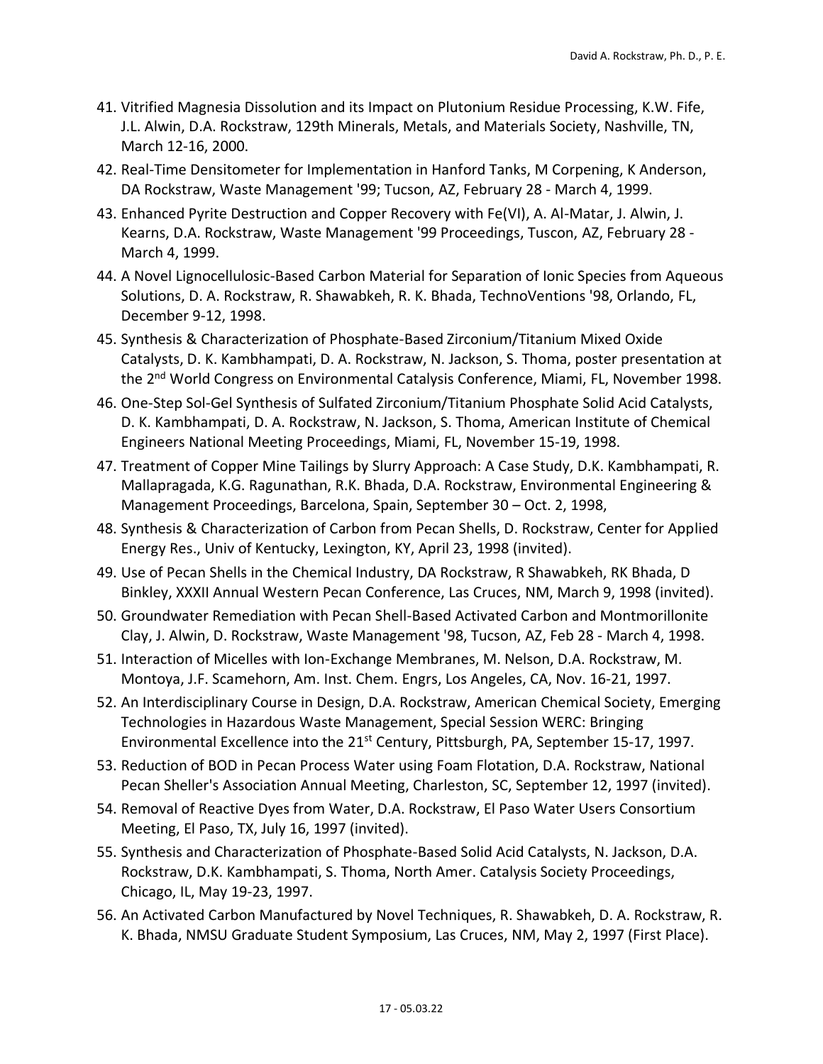41. Vitrified Magnesia Dissolution and its Impact on Plutonium Residue Processing, K.W. Fife, J.L. Alwin, D.A. Rockstraw, 129th Minerals, Metals, and Materials Society, Nashville, TN, March 12-16, 2000.
42. Real-Time Densitometer for Implementation in Hanford Tanks, M Corpening, K Anderson, DA Rockstraw, Waste Management '99; Tucson, AZ, February 28 - March 4, 1999.
43. Enhanced Pyrite Destruction and Copper Recovery with Fe(VI), A. Al-Matar, J. Alwin, J. Kearns, D.A. Rockstraw, Waste Management '99 Proceedings, Tuscon, AZ, February 28 - March 4, 1999.
44. A Novel Lignocellulosic-Based Carbon Material for Separation of Ionic Species from Aqueous Solutions, D. A. Rockstraw, R. Shawabkeh, R. K. Bhada, TechnoVentions '98, Orlando, FL, December 9-12, 1998.
45. Synthesis & Characterization of Phosphate-Based Zirconium/Titanium Mixed Oxide Catalysts, D. K. Kambhampati, D. A. Rockstraw, N. Jackson, S. Thoma, poster presentation at the 2nd World Congress on Environmental Catalysis Conference, Miami, FL, November 1998.
46. One-Step Sol-Gel Synthesis of Sulfated Zirconium/Titanium Phosphate Solid Acid Catalysts, D. K. Kambhampati, D. A. Rockstraw, N. Jackson, S. Thoma, American Institute of Chemical Engineers National Meeting Proceedings, Miami, FL, November 15-19, 1998.
47. Treatment of Copper Mine Tailings by Slurry Approach: A Case Study, D.K. Kambhampati, R. Mallapragada, K.G. Ragunathan, R.K. Bhada, D.A. Rockstraw, Environmental Engineering & Management Proceedings, Barcelona, Spain, September 30 – Oct. 2, 1998,
48. Synthesis & Characterization of Carbon from Pecan Shells, D. Rockstraw, Center for Applied Energy Res., Univ of Kentucky, Lexington, KY, April 23, 1998 (invited).
49. Use of Pecan Shells in the Chemical Industry, DA Rockstraw, R Shawabkeh, RK Bhada, D Binkley, XXXII Annual Western Pecan Conference, Las Cruces, NM, March 9, 1998 (invited).
50. Groundwater Remediation with Pecan Shell-Based Activated Carbon and Montmorillonite Clay, J. Alwin, D. Rockstraw, Waste Management '98, Tucson, AZ, Feb 28 - March 4, 1998.
51. Interaction of Micelles with Ion-Exchange Membranes, M. Nelson, D.A. Rockstraw, M. Montoya, J.F. Scamehorn, Am. Inst. Chem. Engrs, Los Angeles, CA, Nov. 16-21, 1997.
52. An Interdisciplinary Course in Design, D.A. Rockstraw, American Chemical Society, Emerging Technologies in Hazardous Waste Management, Special Session WERC: Bringing Environmental Excellence into the 21st Century, Pittsburgh, PA, September 15-17, 1997.
53. Reduction of BOD in Pecan Process Water using Foam Flotation, D.A. Rockstraw, National Pecan Sheller's Association Annual Meeting, Charleston, SC, September 12, 1997 (invited).
54. Removal of Reactive Dyes from Water, D.A. Rockstraw, El Paso Water Users Consortium Meeting, El Paso, TX, July 16, 1997 (invited).
55. Synthesis and Characterization of Phosphate-Based Solid Acid Catalysts, N. Jackson, D.A. Rockstraw, D.K. Kambhampati, S. Thoma, North Amer. Catalysis Society Proceedings, Chicago, IL, May 19-23, 1997.
56. An Activated Carbon Manufactured by Novel Techniques, R. Shawabkeh, D. A. Rockstraw, R. K. Bhada, NMSU Graduate Student Symposium, Las Cruces, NM, May 2, 1997 (First Place).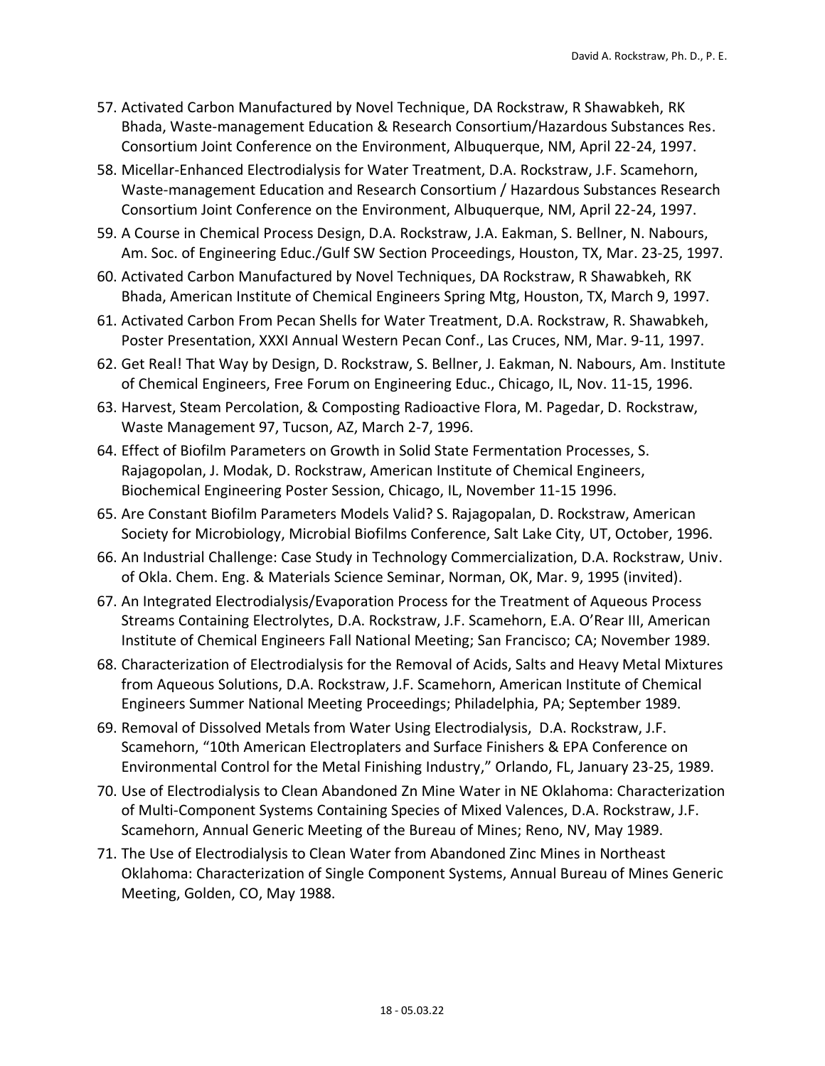57. Activated Carbon Manufactured by Novel Technique, DA Rockstraw, R Shawabkeh, RK Bhada, Waste-management Education & Research Consortium/Hazardous Substances Res. Consortium Joint Conference on the Environment, Albuquerque, NM, April 22-24, 1997.
58. Micellar-Enhanced Electrodialysis for Water Treatment, D.A. Rockstraw, J.F. Scamehorn, Waste-management Education and Research Consortium / Hazardous Substances Research Consortium Joint Conference on the Environment, Albuquerque, NM, April 22-24, 1997.
59. A Course in Chemical Process Design, D.A. Rockstraw, J.A. Eakman, S. Bellner, N. Nabours, Am. Soc. of Engineering Educ./Gulf SW Section Proceedings, Houston, TX, Mar. 23-25, 1997.
60. Activated Carbon Manufactured by Novel Techniques, DA Rockstraw, R Shawabkeh, RK Bhada, American Institute of Chemical Engineers Spring Mtg, Houston, TX, March 9, 1997.
61. Activated Carbon From Pecan Shells for Water Treatment, D.A. Rockstraw, R. Shawabkeh, Poster Presentation, XXXI Annual Western Pecan Conf., Las Cruces, NM, Mar. 9-11, 1997.
62. Get Real! That Way by Design, D. Rockstraw, S. Bellner, J. Eakman, N. Nabours, Am. Institute of Chemical Engineers, Free Forum on Engineering Educ., Chicago, IL, Nov. 11-15, 1996.
63. Harvest, Steam Percolation, & Composting Radioactive Flora, M. Pagedar, D. Rockstraw, Waste Management 97, Tucson, AZ, March 2-7, 1996.
64. Effect of Biofilm Parameters on Growth in Solid State Fermentation Processes, S. Rajagopolan, J. Modak, D. Rockstraw, American Institute of Chemical Engineers, Biochemical Engineering Poster Session, Chicago, IL, November 11-15 1996.
65. Are Constant Biofilm Parameters Models Valid? S. Rajagopalan, D. Rockstraw, American Society for Microbiology, Microbial Biofilms Conference, Salt Lake City, UT, October, 1996.
66. An Industrial Challenge: Case Study in Technology Commercialization, D.A. Rockstraw, Univ. of Okla. Chem. Eng. & Materials Science Seminar, Norman, OK, Mar. 9, 1995 (invited).
67. An Integrated Electrodialysis/Evaporation Process for the Treatment of Aqueous Process Streams Containing Electrolytes, D.A. Rockstraw, J.F. Scamehorn, E.A. O'Rear III, American Institute of Chemical Engineers Fall National Meeting; San Francisco; CA; November 1989.
68. Characterization of Electrodialysis for the Removal of Acids, Salts and Heavy Metal Mixtures from Aqueous Solutions, D.A. Rockstraw, J.F. Scamehorn, American Institute of Chemical Engineers Summer National Meeting Proceedings; Philadelphia, PA; September 1989.
69. Removal of Dissolved Metals from Water Using Electrodialysis, D.A. Rockstraw, J.F. Scamehorn, "10th American Electroplaters and Surface Finishers & EPA Conference on Environmental Control for the Metal Finishing Industry," Orlando, FL, January 23-25, 1989.
70. Use of Electrodialysis to Clean Abandoned Zn Mine Water in NE Oklahoma: Characterization of Multi-Component Systems Containing Species of Mixed Valences, D.A. Rockstraw, J.F. Scamehorn, Annual Generic Meeting of the Bureau of Mines; Reno, NV, May 1989.
71. The Use of Electrodialysis to Clean Water from Abandoned Zinc Mines in Northeast Oklahoma: Characterization of Single Component Systems, Annual Bureau of Mines Generic Meeting, Golden, CO, May 1988.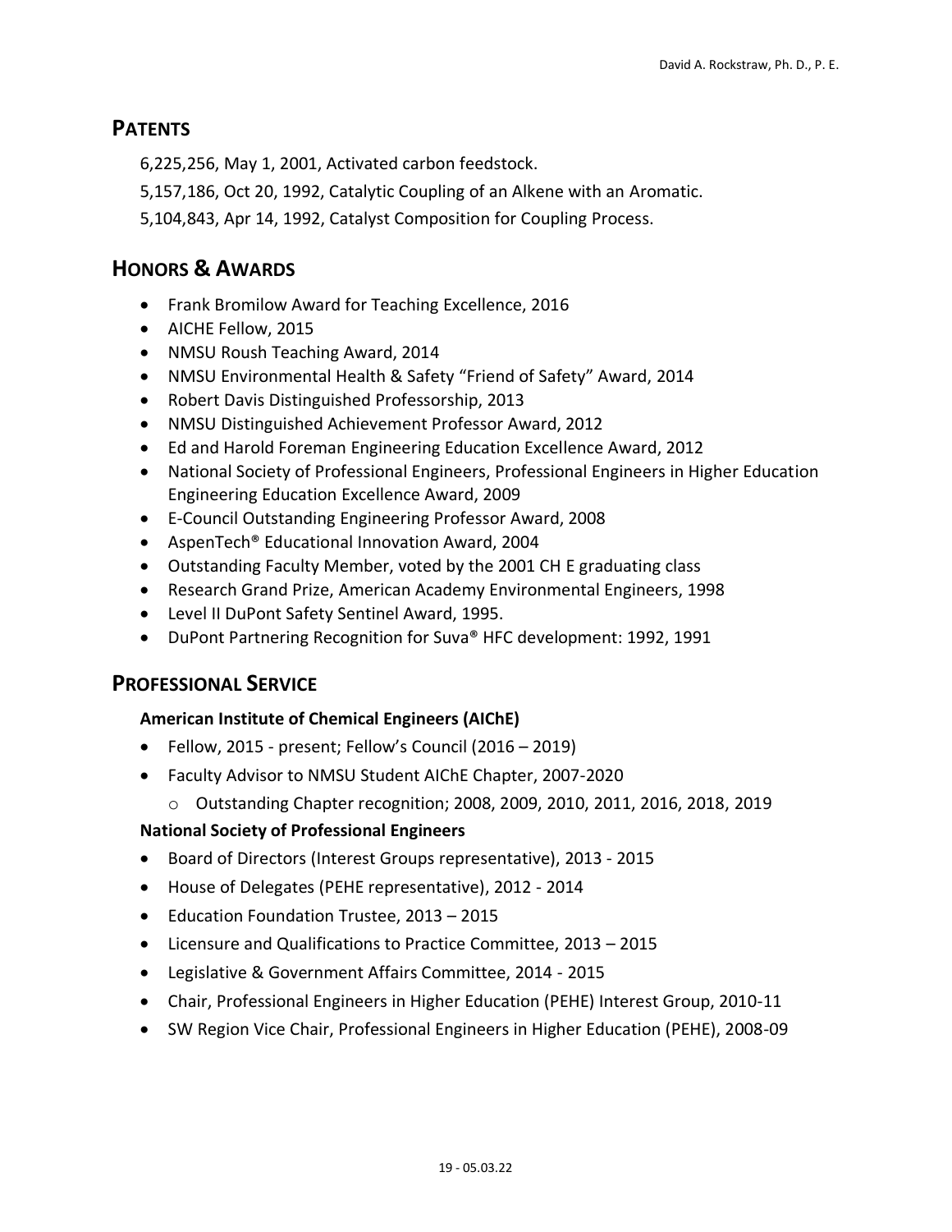## Patents

6,225,256, May 1, 2001, Activated carbon feedstock.

5,157,186, Oct 20, 1992, Catalytic Coupling of an Alkene with an Aromatic.

5,104,843, Apr 14, 1992, Catalyst Composition for Coupling Process.

## Honors & Awards

- Frank Bromilow Award for Teaching Excellence, 2016
- AICHE Fellow, 2015
- NMSU Roush Teaching Award, 2014
- NMSU Environmental Health & Safety "Friend of Safety" Award, 2014
- Robert Davis Distinguished Professorship, 2013
- NMSU Distinguished Achievement Professor Award, 2012
- Ed and Harold Foreman Engineering Education Excellence Award, 2012
- National Society of Professional Engineers, Professional Engineers in Higher Education Engineering Education Excellence Award, 2009
- E-Council Outstanding Engineering Professor Award, 2008
- AspenTech® Educational Innovation Award, 2004
- Outstanding Faculty Member, voted by the 2001 CH E graduating class
- Research Grand Prize, American Academy Environmental Engineers, 1998
- Level II DuPont Safety Sentinel Award, 1995.
- DuPont Partnering Recognition for Suva® HFC development: 1992, 1991

## Professional Service

### American Institute of Chemical Engineers (AIChE)

- Fellow, 2015 - present; Fellow's Council (2016 – 2019)
- Faculty Advisor to NMSU Student AIChE Chapter, 2007-2020
  - Outstanding Chapter recognition; 2008, 2009, 2010, 2011, 2016, 2018, 2019

### National Society of Professional Engineers

- Board of Directors (Interest Groups representative), 2013 - 2015
- House of Delegates (PEHE representative), 2012 - 2014
- Education Foundation Trustee, 2013 – 2015
- Licensure and Qualifications to Practice Committee, 2013 – 2015
- Legislative & Government Affairs Committee, 2014 - 2015
- Chair, Professional Engineers in Higher Education (PEHE) Interest Group, 2010-11
- SW Region Vice Chair, Professional Engineers in Higher Education (PEHE), 2008-09